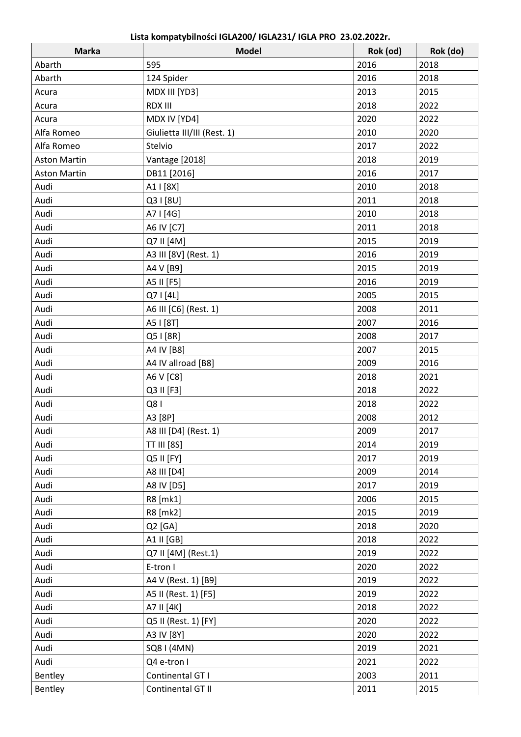**Lista kompatybilności IGLA200/ IGLA231/ IGLA PRO 23.02.2022r.**

| Marka | Model | Rok (od) | Rok (do) |
|---|---|---|---|
| Abarth | 595 | 2016 | 2018 |
| Abarth | 124 Spider | 2016 | 2018 |
| Acura | MDX III [YD3] | 2013 | 2015 |
| Acura | RDX III | 2018 | 2022 |
| Acura | MDX IV [YD4] | 2020 | 2022 |
| Alfa Romeo | Giulietta III/III (Rest. 1) | 2010 | 2020 |
| Alfa Romeo | Stelvio | 2017 | 2022 |
| Aston Martin | Vantage [2018] | 2018 | 2019 |
| Aston Martin | DB11 [2016] | 2016 | 2017 |
| Audi | A1 I [8X] | 2010 | 2018 |
| Audi | Q3 I [8U] | 2011 | 2018 |
| Audi | A7 I [4G] | 2010 | 2018 |
| Audi | A6 IV [C7] | 2011 | 2018 |
| Audi | Q7 II [4M] | 2015 | 2019 |
| Audi | A3 III [8V] (Rest. 1) | 2016 | 2019 |
| Audi | A4 V [B9] | 2015 | 2019 |
| Audi | A5 II [F5] | 2016 | 2019 |
| Audi | Q7 I [4L] | 2005 | 2015 |
| Audi | A6 III [C6] (Rest. 1) | 2008 | 2011 |
| Audi | A5 I [8T] | 2007 | 2016 |
| Audi | Q5 I [8R] | 2008 | 2017 |
| Audi | A4 IV [B8] | 2007 | 2015 |
| Audi | A4 IV allroad [B8] | 2009 | 2016 |
| Audi | A6 V [C8] | 2018 | 2021 |
| Audi | Q3 II [F3] | 2018 | 2022 |
| Audi | Q8 I | 2018 | 2022 |
| Audi | A3 [8P] | 2008 | 2012 |
| Audi | A8 III [D4] (Rest. 1) | 2009 | 2017 |
| Audi | TT III [8S] | 2014 | 2019 |
| Audi | Q5 II [FY] | 2017 | 2019 |
| Audi | A8 III [D4] | 2009 | 2014 |
| Audi | A8 IV [D5] | 2017 | 2019 |
| Audi | R8 [mk1] | 2006 | 2015 |
| Audi | R8 [mk2] | 2015 | 2019 |
| Audi | Q2 [GA] | 2018 | 2020 |
| Audi | A1 II [GB] | 2018 | 2022 |
| Audi | Q7 II [4M] (Rest.1) | 2019 | 2022 |
| Audi | E-tron I | 2020 | 2022 |
| Audi | A4 V (Rest. 1) [B9] | 2019 | 2022 |
| Audi | A5 II (Rest. 1) [F5] | 2019 | 2022 |
| Audi | A7 II [4K] | 2018 | 2022 |
| Audi | Q5 II (Rest. 1) [FY] | 2020 | 2022 |
| Audi | A3 IV [8Y] | 2020 | 2022 |
| Audi | SQ8 I (4MN) | 2019 | 2021 |
| Audi | Q4 e-tron I | 2021 | 2022 |
| Bentley | Continental GT I | 2003 | 2011 |
| Bentley | Continental GT II | 2011 | 2015 |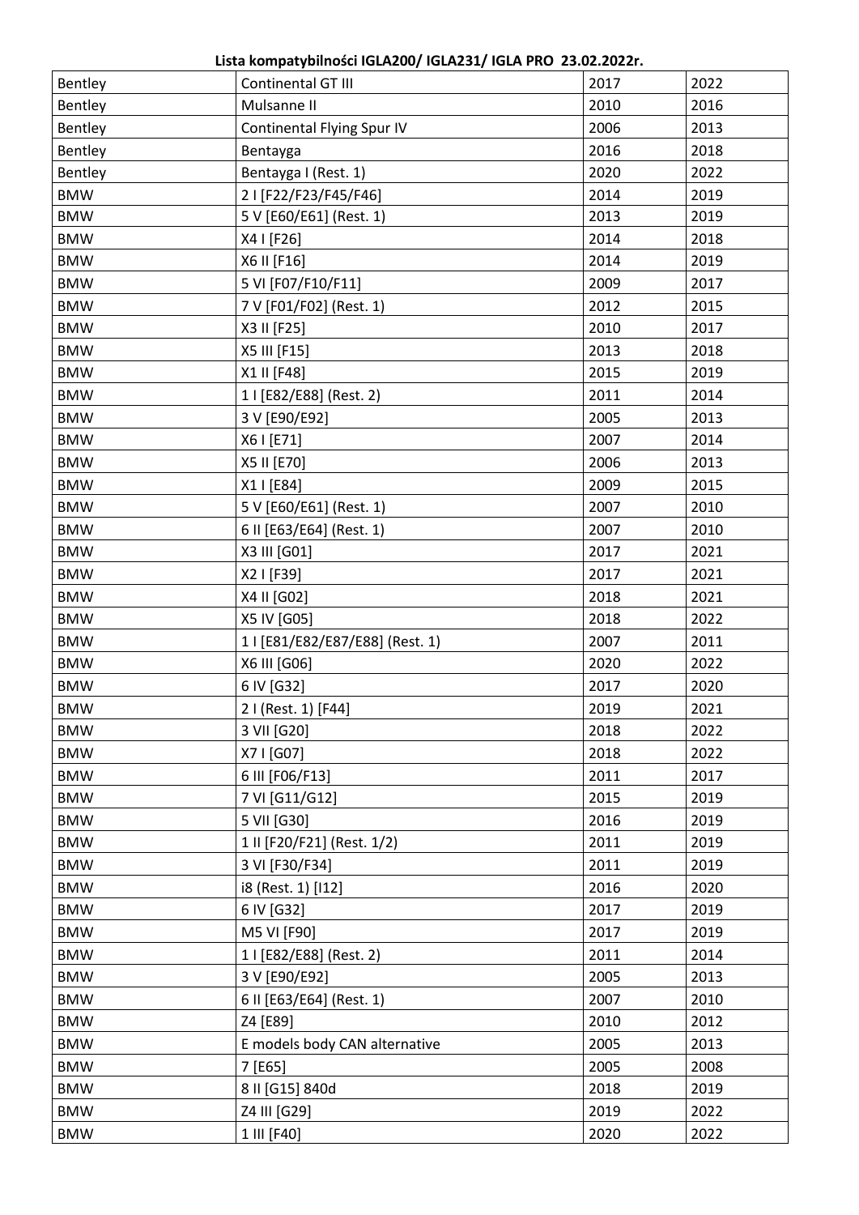**Lista kompatybilności IGLA200/ IGLA231/ IGLA PRO 23.02.2022r.**

| | | | |
|---|---|---|---|
| Bentley | Continental GT III | 2017 | 2022 |
| Bentley | Mulsanne II | 2010 | 2016 |
| Bentley | Continental Flying Spur IV | 2006 | 2013 |
| Bentley | Bentayga | 2016 | 2018 |
| Bentley | Bentayga I (Rest. 1) | 2020 | 2022 |
| BMW | 2 I [F22/F23/F45/F46] | 2014 | 2019 |
| BMW | 5 V [E60/E61] (Rest. 1) | 2013 | 2019 |
| BMW | X4 I [F26] | 2014 | 2018 |
| BMW | X6 II [F16] | 2014 | 2019 |
| BMW | 5 VI [F07/F10/F11] | 2009 | 2017 |
| BMW | 7 V [F01/F02] (Rest. 1) | 2012 | 2015 |
| BMW | X3 II [F25] | 2010 | 2017 |
| BMW | X5 III [F15] | 2013 | 2018 |
| BMW | X1 II [F48] | 2015 | 2019 |
| BMW | 1 I [E82/E88] (Rest. 2) | 2011 | 2014 |
| BMW | 3 V [E90/E92] | 2005 | 2013 |
| BMW | X6 I [E71] | 2007 | 2014 |
| BMW | X5 II [E70] | 2006 | 2013 |
| BMW | X1 I [E84] | 2009 | 2015 |
| BMW | 5 V [E60/E61] (Rest. 1) | 2007 | 2010 |
| BMW | 6 II [E63/E64] (Rest. 1) | 2007 | 2010 |
| BMW | X3 III [G01] | 2017 | 2021 |
| BMW | X2 I [F39] | 2017 | 2021 |
| BMW | X4 II [G02] | 2018 | 2021 |
| BMW | X5 IV [G05] | 2018 | 2022 |
| BMW | 1 I [E81/E82/E87/E88] (Rest. 1) | 2007 | 2011 |
| BMW | X6 III [G06] | 2020 | 2022 |
| BMW | 6 IV [G32] | 2017 | 2020 |
| BMW | 2 I (Rest. 1) [F44] | 2019 | 2021 |
| BMW | 3 VII [G20] | 2018 | 2022 |
| BMW | X7 I [G07] | 2018 | 2022 |
| BMW | 6 III [F06/F13] | 2011 | 2017 |
| BMW | 7 VI [G11/G12] | 2015 | 2019 |
| BMW | 5 VII [G30] | 2016 | 2019 |
| BMW | 1 II [F20/F21] (Rest. 1/2) | 2011 | 2019 |
| BMW | 3 VI [F30/F34] | 2011 | 2019 |
| BMW | i8 (Rest. 1) [I12] | 2016 | 2020 |
| BMW | 6 IV [G32] | 2017 | 2019 |
| BMW | M5 VI [F90] | 2017 | 2019 |
| BMW | 1 I [E82/E88] (Rest. 2) | 2011 | 2014 |
| BMW | 3 V [E90/E92] | 2005 | 2013 |
| BMW | 6 II [E63/E64] (Rest. 1) | 2007 | 2010 |
| BMW | Z4 [E89] | 2010 | 2012 |
| BMW | E models body CAN alternative | 2005 | 2013 |
| BMW | 7 [E65] | 2005 | 2008 |
| BMW | 8 II [G15] 840d | 2018 | 2019 |
| BMW | Z4 III [G29] | 2019 | 2022 |
| BMW | 1 III [F40] | 2020 | 2022 |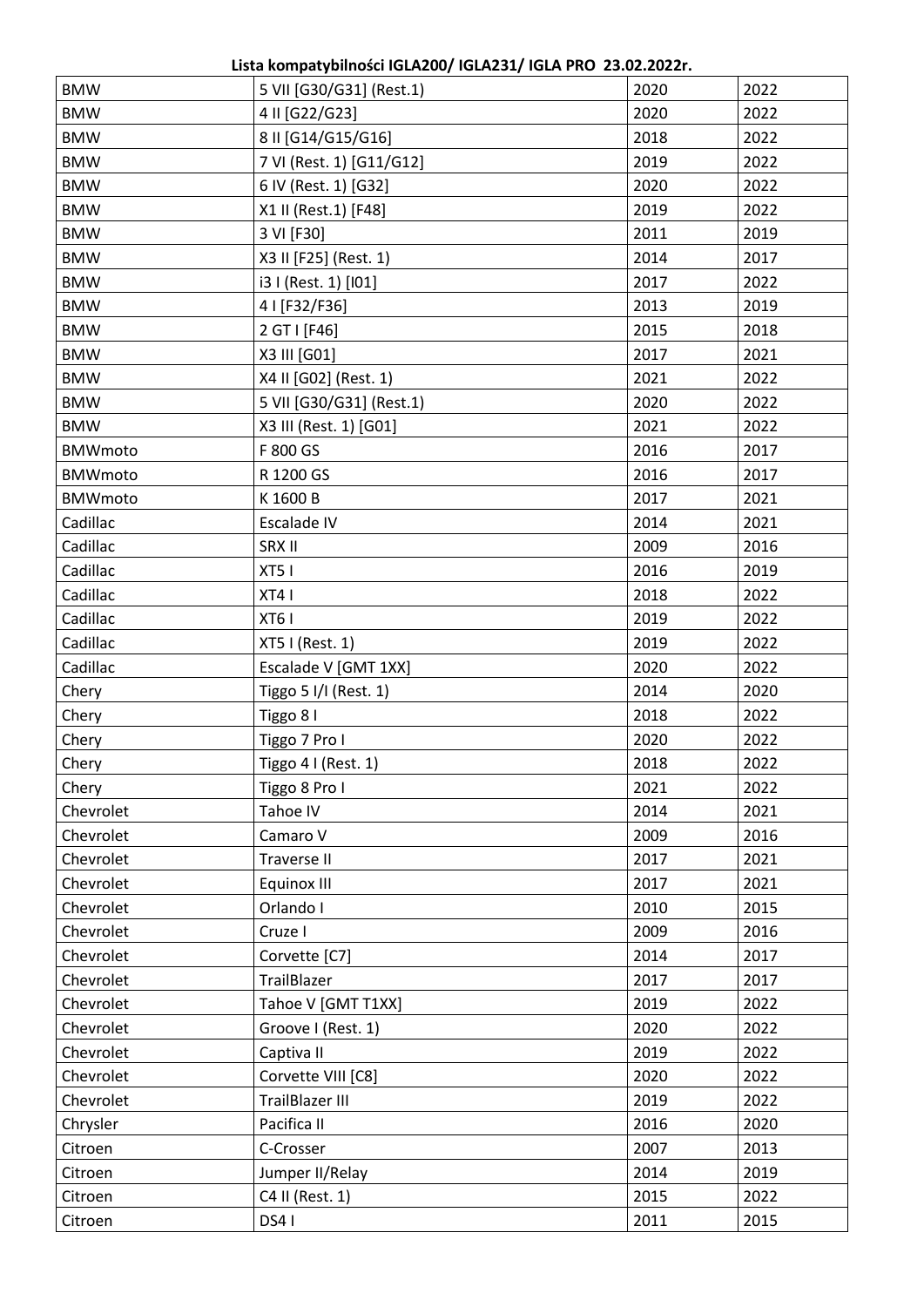**Lista kompatybilności IGLA200/ IGLA231/ IGLA PRO 23.02.2022r.**

| | | | |
|---|---|---|---|
| BMW | 5 VII [G30/G31] (Rest.1) | 2020 | 2022 |
| BMW | 4 II [G22/G23] | 2020 | 2022 |
| BMW | 8 II [G14/G15/G16] | 2018 | 2022 |
| BMW | 7 VI (Rest. 1) [G11/G12] | 2019 | 2022 |
| BMW | 6 IV (Rest. 1) [G32] | 2020 | 2022 |
| BMW | X1 II (Rest.1) [F48] | 2019 | 2022 |
| BMW | 3 VI [F30] | 2011 | 2019 |
| BMW | X3 II [F25] (Rest. 1) | 2014 | 2017 |
| BMW | i3 I (Rest. 1) [I01] | 2017 | 2022 |
| BMW | 4 I [F32/F36] | 2013 | 2019 |
| BMW | 2 GT I [F46] | 2015 | 2018 |
| BMW | X3 III [G01] | 2017 | 2021 |
| BMW | X4 II [G02] (Rest. 1) | 2021 | 2022 |
| BMW | 5 VII [G30/G31] (Rest.1) | 2020 | 2022 |
| BMW | X3 III (Rest. 1) [G01] | 2021 | 2022 |
| BMWmoto | F 800 GS | 2016 | 2017 |
| BMWmoto | R 1200 GS | 2016 | 2017 |
| BMWmoto | K 1600 B | 2017 | 2021 |
| Cadillac | Escalade IV | 2014 | 2021 |
| Cadillac | SRX II | 2009 | 2016 |
| Cadillac | XT5 I | 2016 | 2019 |
| Cadillac | XT4 I | 2018 | 2022 |
| Cadillac | XT6 I | 2019 | 2022 |
| Cadillac | XT5 I (Rest. 1) | 2019 | 2022 |
| Cadillac | Escalade V [GMT 1XX] | 2020 | 2022 |
| Chery | Tiggo 5 I/I (Rest. 1) | 2014 | 2020 |
| Chery | Tiggo 8 I | 2018 | 2022 |
| Chery | Tiggo 7 Pro I | 2020 | 2022 |
| Chery | Tiggo 4 I (Rest. 1) | 2018 | 2022 |
| Chery | Tiggo 8 Pro I | 2021 | 2022 |
| Chevrolet | Tahoe IV | 2014 | 2021 |
| Chevrolet | Camaro V | 2009 | 2016 |
| Chevrolet | Traverse II | 2017 | 2021 |
| Chevrolet | Equinox III | 2017 | 2021 |
| Chevrolet | Orlando I | 2010 | 2015 |
| Chevrolet | Cruze I | 2009 | 2016 |
| Chevrolet | Corvette [C7] | 2014 | 2017 |
| Chevrolet | TrailBlazer | 2017 | 2017 |
| Chevrolet | Tahoe V [GMT T1XX] | 2019 | 2022 |
| Chevrolet | Groove I (Rest. 1) | 2020 | 2022 |
| Chevrolet | Captiva II | 2019 | 2022 |
| Chevrolet | Corvette VIII [C8] | 2020 | 2022 |
| Chevrolet | TrailBlazer III | 2019 | 2022 |
| Chrysler | Pacifica II | 2016 | 2020 |
| Citroen | C-Crosser | 2007 | 2013 |
| Citroen | Jumper II/Relay | 2014 | 2019 |
| Citroen | C4 II (Rest. 1) | 2015 | 2022 |
| Citroen | DS4 I | 2011 | 2015 |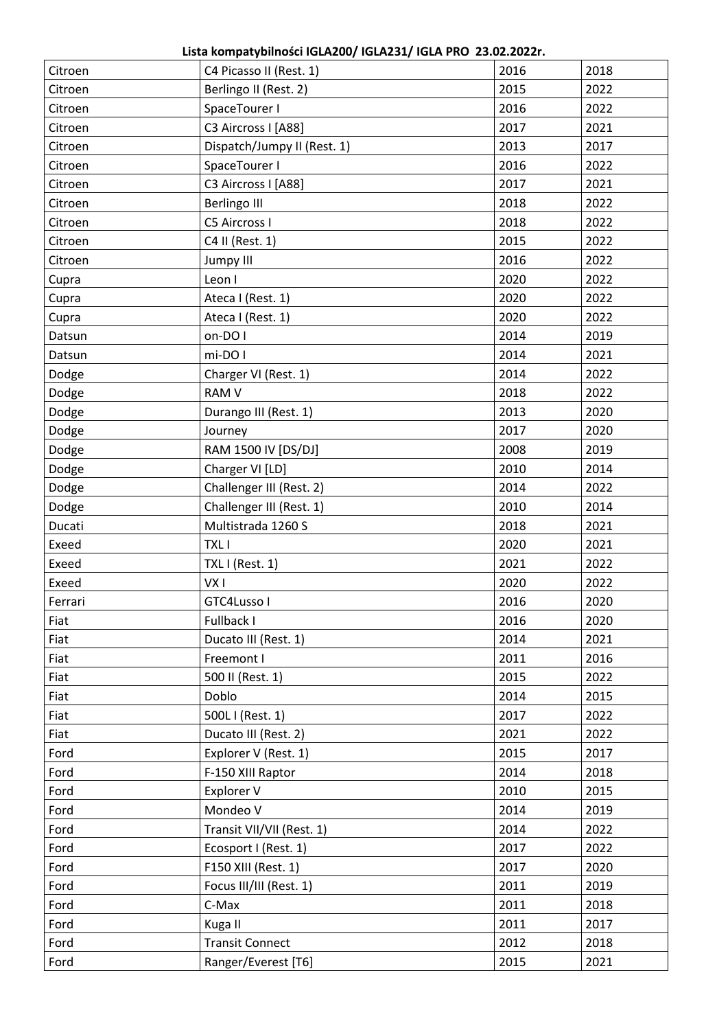**Lista kompatybilności IGLA200/ IGLA231/ IGLA PRO 23.02.2022r.**

| | | | |
|---|---|---|---|
| Citroen | C4 Picasso II (Rest. 1) | 2016 | 2018 |
| Citroen | Berlingo II (Rest. 2) | 2015 | 2022 |
| Citroen | SpaceTourer I | 2016 | 2022 |
| Citroen | C3 Aircross I [A88] | 2017 | 2021 |
| Citroen | Dispatch/Jumpy II (Rest. 1) | 2013 | 2017 |
| Citroen | SpaceTourer I | 2016 | 2022 |
| Citroen | C3 Aircross I [A88] | 2017 | 2021 |
| Citroen | Berlingo III | 2018 | 2022 |
| Citroen | C5 Aircross I | 2018 | 2022 |
| Citroen | C4 II (Rest. 1) | 2015 | 2022 |
| Citroen | Jumpy III | 2016 | 2022 |
| Cupra | Leon I | 2020 | 2022 |
| Cupra | Ateca I (Rest. 1) | 2020 | 2022 |
| Cupra | Ateca I (Rest. 1) | 2020 | 2022 |
| Datsun | on-DO I | 2014 | 2019 |
| Datsun | mi-DO I | 2014 | 2021 |
| Dodge | Charger VI (Rest. 1) | 2014 | 2022 |
| Dodge | RAM V | 2018 | 2022 |
| Dodge | Durango III (Rest. 1) | 2013 | 2020 |
| Dodge | Journey | 2017 | 2020 |
| Dodge | RAM 1500 IV [DS/DJ] | 2008 | 2019 |
| Dodge | Charger VI [LD] | 2010 | 2014 |
| Dodge | Challenger III (Rest. 2) | 2014 | 2022 |
| Dodge | Challenger III (Rest. 1) | 2010 | 2014 |
| Ducati | Multistrada 1260 S | 2018 | 2021 |
| Exeed | TXL I | 2020 | 2021 |
| Exeed | TXL I (Rest. 1) | 2021 | 2022 |
| Exeed | VX I | 2020 | 2022 |
| Ferrari | GTC4Lusso I | 2016 | 2020 |
| Fiat | Fullback I | 2016 | 2020 |
| Fiat | Ducato III (Rest. 1) | 2014 | 2021 |
| Fiat | Freemont I | 2011 | 2016 |
| Fiat | 500 II (Rest. 1) | 2015 | 2022 |
| Fiat | Doblo | 2014 | 2015 |
| Fiat | 500L I (Rest. 1) | 2017 | 2022 |
| Fiat | Ducato III (Rest. 2) | 2021 | 2022 |
| Ford | Explorer V (Rest. 1) | 2015 | 2017 |
| Ford | F-150 XIII Raptor | 2014 | 2018 |
| Ford | Explorer V | 2010 | 2015 |
| Ford | Mondeo V | 2014 | 2019 |
| Ford | Transit VII/VII (Rest. 1) | 2014 | 2022 |
| Ford | Ecosport I (Rest. 1) | 2017 | 2022 |
| Ford | F150 XIII (Rest. 1) | 2017 | 2020 |
| Ford | Focus III/III (Rest. 1) | 2011 | 2019 |
| Ford | C-Max | 2011 | 2018 |
| Ford | Kuga II | 2011 | 2017 |
| Ford | Transit Connect | 2012 | 2018 |
| Ford | Ranger/Everest [T6] | 2015 | 2021 |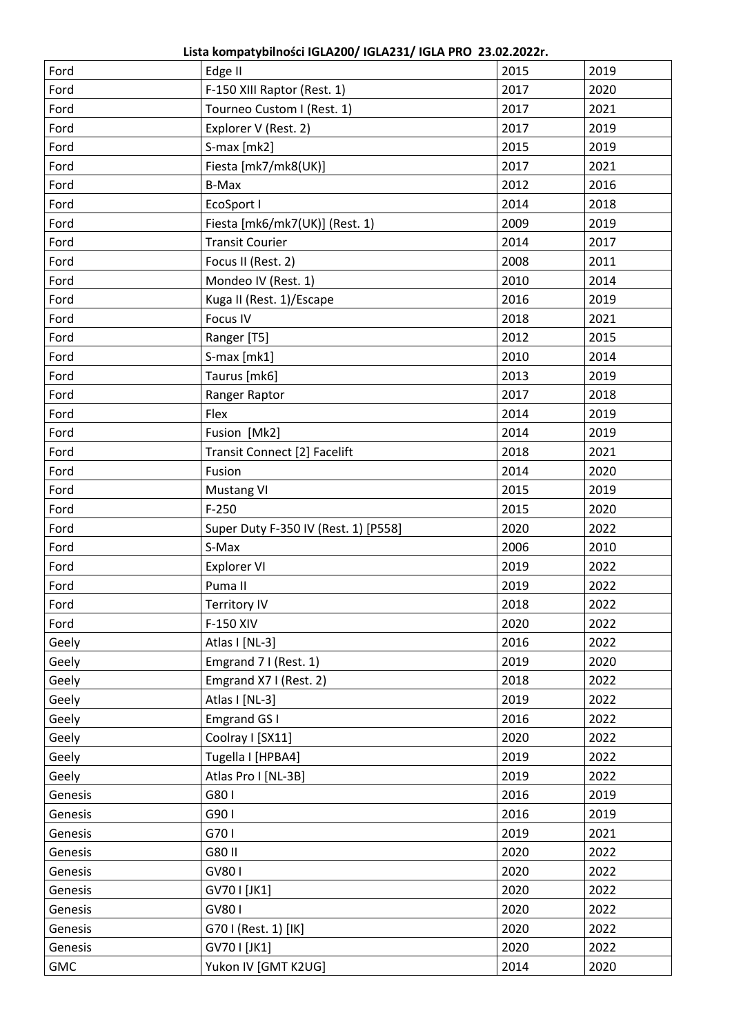**Lista kompatybilności IGLA200/ IGLA231/ IGLA PRO 23.02.2022r.**

| | | | |
|---|---|---|---|
| Ford | Edge II | 2015 | 2019 |
| Ford | F-150 XIII Raptor (Rest. 1) | 2017 | 2020 |
| Ford | Tourneo Custom I (Rest. 1) | 2017 | 2021 |
| Ford | Explorer V (Rest. 2) | 2017 | 2019 |
| Ford | S-max [mk2] | 2015 | 2019 |
| Ford | Fiesta [mk7/mk8(UK)] | 2017 | 2021 |
| Ford | B-Max | 2012 | 2016 |
| Ford | EcoSport I | 2014 | 2018 |
| Ford | Fiesta [mk6/mk7(UK)] (Rest. 1) | 2009 | 2019 |
| Ford | Transit Courier | 2014 | 2017 |
| Ford | Focus II (Rest. 2) | 2008 | 2011 |
| Ford | Mondeo IV (Rest. 1) | 2010 | 2014 |
| Ford | Kuga II (Rest. 1)/Escape | 2016 | 2019 |
| Ford | Focus IV | 2018 | 2021 |
| Ford | Ranger [T5] | 2012 | 2015 |
| Ford | S-max [mk1] | 2010 | 2014 |
| Ford | Taurus [mk6] | 2013 | 2019 |
| Ford | Ranger Raptor | 2017 | 2018 |
| Ford | Flex | 2014 | 2019 |
| Ford | Fusion [Mk2] | 2014 | 2019 |
| Ford | Transit Connect [2] Facelift | 2018 | 2021 |
| Ford | Fusion | 2014 | 2020 |
| Ford | Mustang VI | 2015 | 2019 |
| Ford | F-250 | 2015 | 2020 |
| Ford | Super Duty F-350 IV (Rest. 1) [P558] | 2020 | 2022 |
| Ford | S-Max | 2006 | 2010 |
| Ford | Explorer VI | 2019 | 2022 |
| Ford | Puma II | 2019 | 2022 |
| Ford | Territory IV | 2018 | 2022 |
| Ford | F-150 XIV | 2020 | 2022 |
| Geely | Atlas I [NL-3] | 2016 | 2022 |
| Geely | Emgrand 7 I (Rest. 1) | 2019 | 2020 |
| Geely | Emgrand X7 I (Rest. 2) | 2018 | 2022 |
| Geely | Atlas I [NL-3] | 2019 | 2022 |
| Geely | Emgrand GS I | 2016 | 2022 |
| Geely | Coolray I [SX11] | 2020 | 2022 |
| Geely | Tugella I [HPBA4] | 2019 | 2022 |
| Geely | Atlas Pro I [NL-3B] | 2019 | 2022 |
| Genesis | G80 I | 2016 | 2019 |
| Genesis | G90 I | 2016 | 2019 |
| Genesis | G70 I | 2019 | 2021 |
| Genesis | G80 II | 2020 | 2022 |
| Genesis | GV80 I | 2020 | 2022 |
| Genesis | GV70 I [JK1] | 2020 | 2022 |
| Genesis | GV80 I | 2020 | 2022 |
| Genesis | G70 I (Rest. 1) [IK] | 2020 | 2022 |
| Genesis | GV70 I [JK1] | 2020 | 2022 |
| GMC | Yukon IV [GMT K2UG] | 2014 | 2020 |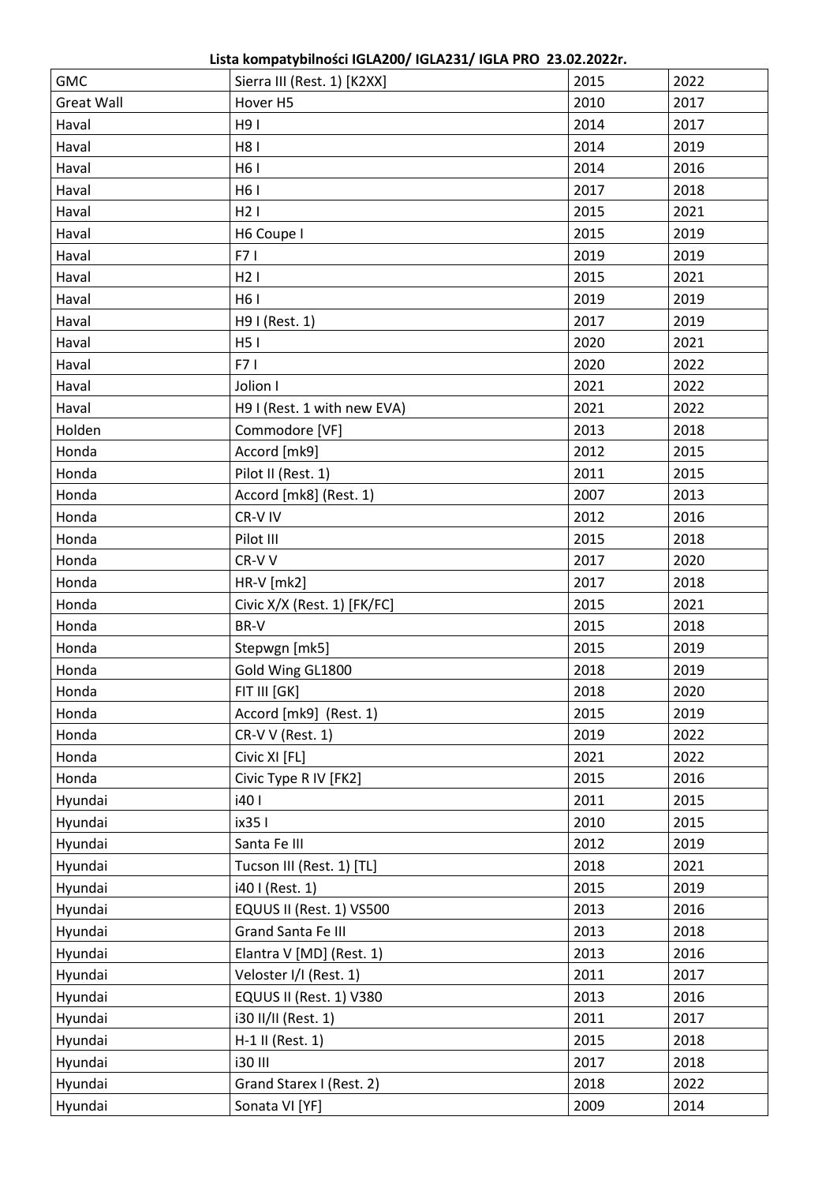**Lista kompatybilności IGLA200/ IGLA231/ IGLA PRO 23.02.2022r.**

| | | | |
|---|---|---|---|
| GMC | Sierra III (Rest. 1) [K2XX] | 2015 | 2022 |
| Great Wall | Hover H5 | 2010 | 2017 |
| Haval | H9 I | 2014 | 2017 |
| Haval | H8 I | 2014 | 2019 |
| Haval | H6 I | 2014 | 2016 |
| Haval | H6 I | 2017 | 2018 |
| Haval | H2 I | 2015 | 2021 |
| Haval | H6 Coupe I | 2015 | 2019 |
| Haval | F7 I | 2019 | 2019 |
| Haval | H2 I | 2015 | 2021 |
| Haval | H6 I | 2019 | 2019 |
| Haval | H9 I (Rest. 1) | 2017 | 2019 |
| Haval | H5 I | 2020 | 2021 |
| Haval | F7 I | 2020 | 2022 |
| Haval | Jolion I | 2021 | 2022 |
| Haval | H9 I (Rest. 1 with new EVA) | 2021 | 2022 |
| Holden | Commodore [VF] | 2013 | 2018 |
| Honda | Accord [mk9] | 2012 | 2015 |
| Honda | Pilot II (Rest. 1) | 2011 | 2015 |
| Honda | Accord [mk8] (Rest. 1) | 2007 | 2013 |
| Honda | CR-V IV | 2012 | 2016 |
| Honda | Pilot III | 2015 | 2018 |
| Honda | CR-V V | 2017 | 2020 |
| Honda | HR-V [mk2] | 2017 | 2018 |
| Honda | Civic X/X (Rest. 1) [FK/FC] | 2015 | 2021 |
| Honda | BR-V | 2015 | 2018 |
| Honda | Stepwgn [mk5] | 2015 | 2019 |
| Honda | Gold Wing GL1800 | 2018 | 2019 |
| Honda | FIT III [GK] | 2018 | 2020 |
| Honda | Accord [mk9] (Rest. 1) | 2015 | 2019 |
| Honda | CR-V V (Rest. 1) | 2019 | 2022 |
| Honda | Civic XI [FL] | 2021 | 2022 |
| Honda | Civic Type R IV [FK2] | 2015 | 2016 |
| Hyundai | i40 I | 2011 | 2015 |
| Hyundai | ix35 I | 2010 | 2015 |
| Hyundai | Santa Fe III | 2012 | 2019 |
| Hyundai | Tucson III (Rest. 1) [TL] | 2018 | 2021 |
| Hyundai | i40 I (Rest. 1) | 2015 | 2019 |
| Hyundai | EQUUS II (Rest. 1) VS500 | 2013 | 2016 |
| Hyundai | Grand Santa Fe III | 2013 | 2018 |
| Hyundai | Elantra V [MD] (Rest. 1) | 2013 | 2016 |
| Hyundai | Veloster I/I (Rest. 1) | 2011 | 2017 |
| Hyundai | EQUUS II (Rest. 1) V380 | 2013 | 2016 |
| Hyundai | i30 II/II (Rest. 1) | 2011 | 2017 |
| Hyundai | H-1 II (Rest. 1) | 2015 | 2018 |
| Hyundai | i30 III | 2017 | 2018 |
| Hyundai | Grand Starex I (Rest. 2) | 2018 | 2022 |
| Hyundai | Sonata VI [YF] | 2009 | 2014 |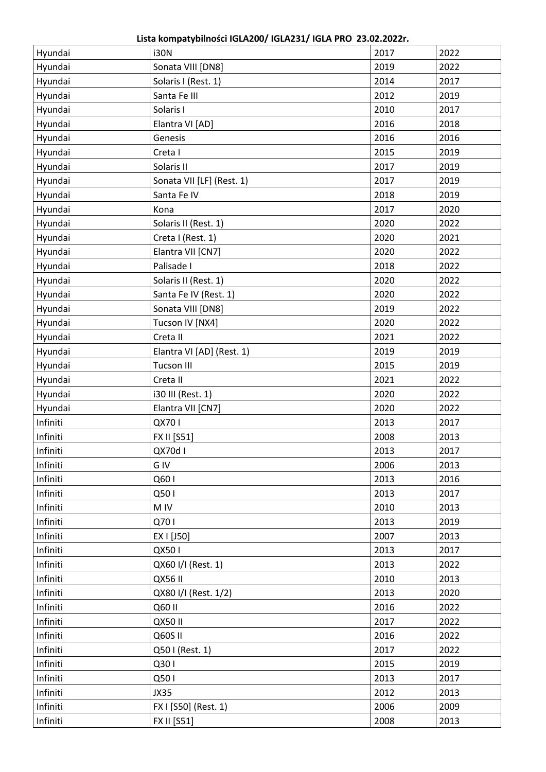**Lista kompatybilności IGLA200/ IGLA231/ IGLA PRO 23.02.2022r.**

| | | | |
|---|---|---|---|
| Hyundai | i30N | 2017 | 2022 |
| Hyundai | Sonata VIII [DN8] | 2019 | 2022 |
| Hyundai | Solaris I (Rest. 1) | 2014 | 2017 |
| Hyundai | Santa Fe III | 2012 | 2019 |
| Hyundai | Solaris I | 2010 | 2017 |
| Hyundai | Elantra VI [AD] | 2016 | 2018 |
| Hyundai | Genesis | 2016 | 2016 |
| Hyundai | Creta I | 2015 | 2019 |
| Hyundai | Solaris II | 2017 | 2019 |
| Hyundai | Sonata VII [LF] (Rest. 1) | 2017 | 2019 |
| Hyundai | Santa Fe IV | 2018 | 2019 |
| Hyundai | Kona | 2017 | 2020 |
| Hyundai | Solaris II (Rest. 1) | 2020 | 2022 |
| Hyundai | Creta I (Rest. 1) | 2020 | 2021 |
| Hyundai | Elantra VII [CN7] | 2020 | 2022 |
| Hyundai | Palisade I | 2018 | 2022 |
| Hyundai | Solaris II (Rest. 1) | 2020 | 2022 |
| Hyundai | Santa Fe IV (Rest. 1) | 2020 | 2022 |
| Hyundai | Sonata VIII [DN8] | 2019 | 2022 |
| Hyundai | Tucson IV [NX4] | 2020 | 2022 |
| Hyundai | Creta II | 2021 | 2022 |
| Hyundai | Elantra VI [AD] (Rest. 1) | 2019 | 2019 |
| Hyundai | Tucson III | 2015 | 2019 |
| Hyundai | Creta II | 2021 | 2022 |
| Hyundai | i30 III (Rest. 1) | 2020 | 2022 |
| Hyundai | Elantra VII [CN7] | 2020 | 2022 |
| Infiniti | QX70 I | 2013 | 2017 |
| Infiniti | FX II [S51] | 2008 | 2013 |
| Infiniti | QX70d I | 2013 | 2017 |
| Infiniti | G IV | 2006 | 2013 |
| Infiniti | Q60 I | 2013 | 2016 |
| Infiniti | Q50 I | 2013 | 2017 |
| Infiniti | M IV | 2010 | 2013 |
| Infiniti | Q70 I | 2013 | 2019 |
| Infiniti | EX I [J50] | 2007 | 2013 |
| Infiniti | QX50 I | 2013 | 2017 |
| Infiniti | QX60 I/I (Rest. 1) | 2013 | 2022 |
| Infiniti | QX56 II | 2010 | 2013 |
| Infiniti | QX80 I/I (Rest. 1/2) | 2013 | 2020 |
| Infiniti | Q60 II | 2016 | 2022 |
| Infiniti | QX50 II | 2017 | 2022 |
| Infiniti | Q60S II | 2016 | 2022 |
| Infiniti | Q50 I (Rest. 1) | 2017 | 2022 |
| Infiniti | Q30 I | 2015 | 2019 |
| Infiniti | Q50 I | 2013 | 2017 |
| Infiniti | JX35 | 2012 | 2013 |
| Infiniti | FX I [S50] (Rest. 1) | 2006 | 2009 |
| Infiniti | FX II [S51] | 2008 | 2013 |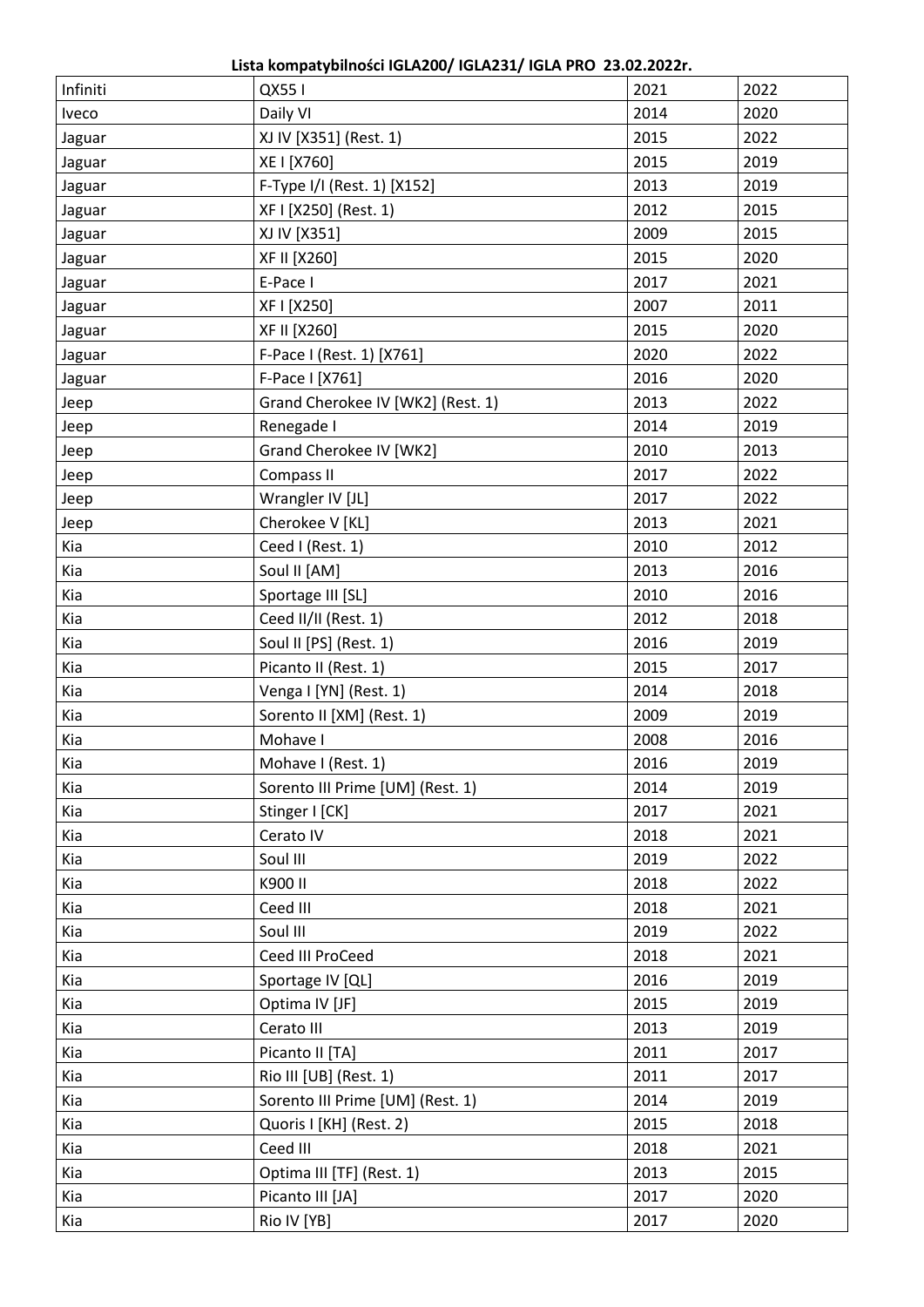**Lista kompatybilności IGLA200/ IGLA231/ IGLA PRO 23.02.2022r.**

| | | | |
|---|---|---|---|
| Infiniti | QX55 I | 2021 | 2022 |
| Iveco | Daily VI | 2014 | 2020 |
| Jaguar | XJ IV [X351] (Rest. 1) | 2015 | 2022 |
| Jaguar | XE I [X760] | 2015 | 2019 |
| Jaguar | F-Type I/I (Rest. 1) [X152] | 2013 | 2019 |
| Jaguar | XF I [X250] (Rest. 1) | 2012 | 2015 |
| Jaguar | XJ IV [X351] | 2009 | 2015 |
| Jaguar | XF II [X260] | 2015 | 2020 |
| Jaguar | E-Pace I | 2017 | 2021 |
| Jaguar | XF I [X250] | 2007 | 2011 |
| Jaguar | XF II [X260] | 2015 | 2020 |
| Jaguar | F-Pace I (Rest. 1) [X761] | 2020 | 2022 |
| Jaguar | F-Pace I [X761] | 2016 | 2020 |
| Jeep | Grand Cherokee IV [WK2] (Rest. 1) | 2013 | 2022 |
| Jeep | Renegade I | 2014 | 2019 |
| Jeep | Grand Cherokee IV [WK2] | 2010 | 2013 |
| Jeep | Compass II | 2017 | 2022 |
| Jeep | Wrangler IV [JL] | 2017 | 2022 |
| Jeep | Cherokee V [KL] | 2013 | 2021 |
| Kia | Ceed I (Rest. 1) | 2010 | 2012 |
| Kia | Soul II [AM] | 2013 | 2016 |
| Kia | Sportage III [SL] | 2010 | 2016 |
| Kia | Ceed II/II (Rest. 1) | 2012 | 2018 |
| Kia | Soul II [PS] (Rest. 1) | 2016 | 2019 |
| Kia | Picanto II (Rest. 1) | 2015 | 2017 |
| Kia | Venga I [YN] (Rest. 1) | 2014 | 2018 |
| Kia | Sorento II [XM] (Rest. 1) | 2009 | 2019 |
| Kia | Mohave I | 2008 | 2016 |
| Kia | Mohave I (Rest. 1) | 2016 | 2019 |
| Kia | Sorento III Prime [UM] (Rest. 1) | 2014 | 2019 |
| Kia | Stinger I [CK] | 2017 | 2021 |
| Kia | Cerato IV | 2018 | 2021 |
| Kia | Soul III | 2019 | 2022 |
| Kia | K900 II | 2018 | 2022 |
| Kia | Ceed III | 2018 | 2021 |
| Kia | Soul III | 2019 | 2022 |
| Kia | Ceed III ProCeed | 2018 | 2021 |
| Kia | Sportage IV [QL] | 2016 | 2019 |
| Kia | Optima IV [JF] | 2015 | 2019 |
| Kia | Cerato III | 2013 | 2019 |
| Kia | Picanto II [TA] | 2011 | 2017 |
| Kia | Rio III [UB] (Rest. 1) | 2011 | 2017 |
| Kia | Sorento III Prime [UM] (Rest. 1) | 2014 | 2019 |
| Kia | Quoris I [KH] (Rest. 2) | 2015 | 2018 |
| Kia | Ceed III | 2018 | 2021 |
| Kia | Optima III [TF] (Rest. 1) | 2013 | 2015 |
| Kia | Picanto III [JA] | 2017 | 2020 |
| Kia | Rio IV [YB] | 2017 | 2020 |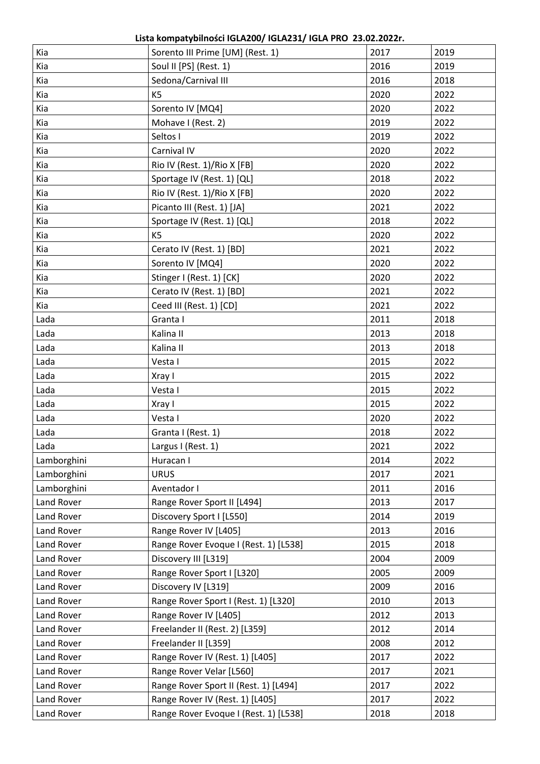**Lista kompatybilności IGLA200/ IGLA231/ IGLA PRO 23.02.2022r.**

| | | | |
|---|---|---|---|
| Kia | Sorento III Prime [UM] (Rest. 1) | 2017 | 2019 |
| Kia | Soul II [PS] (Rest. 1) | 2016 | 2019 |
| Kia | Sedona/Carnival III | 2016 | 2018 |
| Kia | K5 | 2020 | 2022 |
| Kia | Sorento IV [MQ4] | 2020 | 2022 |
| Kia | Mohave I (Rest. 2) | 2019 | 2022 |
| Kia | Seltos I | 2019 | 2022 |
| Kia | Carnival IV | 2020 | 2022 |
| Kia | Rio IV (Rest. 1)/Rio X [FB] | 2020 | 2022 |
| Kia | Sportage IV (Rest. 1) [QL] | 2018 | 2022 |
| Kia | Rio IV (Rest. 1)/Rio X [FB] | 2020 | 2022 |
| Kia | Picanto III (Rest. 1) [JA] | 2021 | 2022 |
| Kia | Sportage IV (Rest. 1) [QL] | 2018 | 2022 |
| Kia | K5 | 2020 | 2022 |
| Kia | Cerato IV (Rest. 1) [BD] | 2021 | 2022 |
| Kia | Sorento IV [MQ4] | 2020 | 2022 |
| Kia | Stinger I (Rest. 1) [CK] | 2020 | 2022 |
| Kia | Cerato IV (Rest. 1) [BD] | 2021 | 2022 |
| Kia | Ceed III (Rest. 1) [CD] | 2021 | 2022 |
| Lada | Granta I | 2011 | 2018 |
| Lada | Kalina II | 2013 | 2018 |
| Lada | Kalina II | 2013 | 2018 |
| Lada | Vesta I | 2015 | 2022 |
| Lada | Xray I | 2015 | 2022 |
| Lada | Vesta I | 2015 | 2022 |
| Lada | Xray I | 2015 | 2022 |
| Lada | Vesta I | 2020 | 2022 |
| Lada | Granta I (Rest. 1) | 2018 | 2022 |
| Lada | Largus I (Rest. 1) | 2021 | 2022 |
| Lamborghini | Huracan I | 2014 | 2022 |
| Lamborghini | URUS | 2017 | 2021 |
| Lamborghini | Aventador I | 2011 | 2016 |
| Land Rover | Range Rover Sport II [L494] | 2013 | 2017 |
| Land Rover | Discovery Sport I [L550] | 2014 | 2019 |
| Land Rover | Range Rover IV [L405] | 2013 | 2016 |
| Land Rover | Range Rover Evoque I (Rest. 1) [L538] | 2015 | 2018 |
| Land Rover | Discovery III [L319] | 2004 | 2009 |
| Land Rover | Range Rover Sport I [L320] | 2005 | 2009 |
| Land Rover | Discovery IV [L319] | 2009 | 2016 |
| Land Rover | Range Rover Sport I (Rest. 1) [L320] | 2010 | 2013 |
| Land Rover | Range Rover IV [L405] | 2012 | 2013 |
| Land Rover | Freelander II (Rest. 2) [L359] | 2012 | 2014 |
| Land Rover | Freelander II [L359] | 2008 | 2012 |
| Land Rover | Range Rover IV (Rest. 1) [L405] | 2017 | 2022 |
| Land Rover | Range Rover Velar [L560] | 2017 | 2021 |
| Land Rover | Range Rover Sport II (Rest. 1) [L494] | 2017 | 2022 |
| Land Rover | Range Rover IV (Rest. 1) [L405] | 2017 | 2022 |
| Land Rover | Range Rover Evoque I (Rest. 1) [L538] | 2018 | 2018 |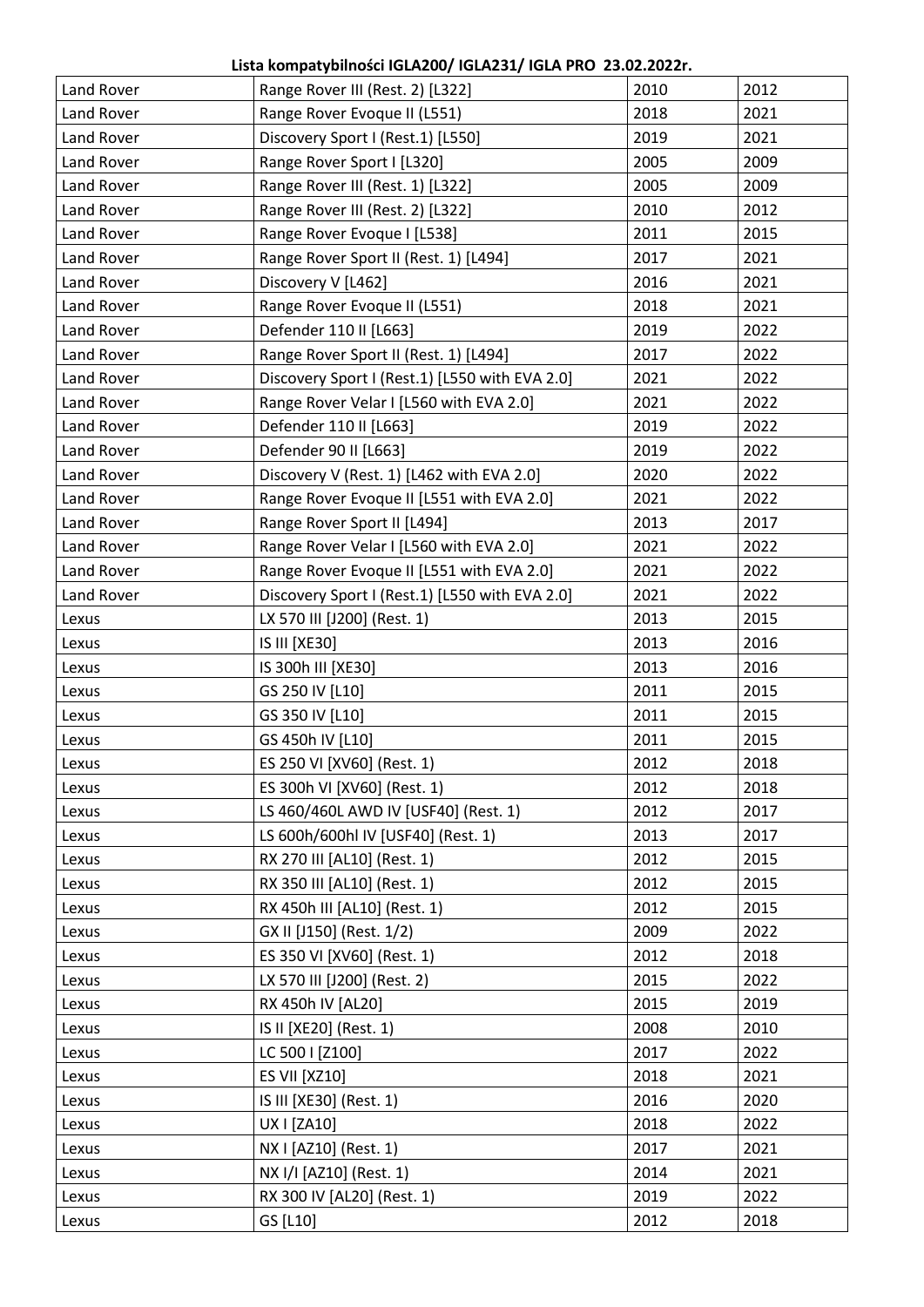**Lista kompatybilności IGLA200/ IGLA231/ IGLA PRO 23.02.2022r.**

| | | | |
|---|---|---|---|
| Land Rover | Range Rover III (Rest. 2) [L322] | 2010 | 2012 |
| Land Rover | Range Rover Evoque II (L551) | 2018 | 2021 |
| Land Rover | Discovery Sport I (Rest.1) [L550] | 2019 | 2021 |
| Land Rover | Range Rover Sport I [L320] | 2005 | 2009 |
| Land Rover | Range Rover III (Rest. 1) [L322] | 2005 | 2009 |
| Land Rover | Range Rover III (Rest. 2) [L322] | 2010 | 2012 |
| Land Rover | Range Rover Evoque I [L538] | 2011 | 2015 |
| Land Rover | Range Rover Sport II (Rest. 1) [L494] | 2017 | 2021 |
| Land Rover | Discovery V [L462] | 2016 | 2021 |
| Land Rover | Range Rover Evoque II (L551) | 2018 | 2021 |
| Land Rover | Defender 110 II [L663] | 2019 | 2022 |
| Land Rover | Range Rover Sport II (Rest. 1) [L494] | 2017 | 2022 |
| Land Rover | Discovery Sport I (Rest.1) [L550 with EVA 2.0] | 2021 | 2022 |
| Land Rover | Range Rover Velar I [L560 with EVA 2.0] | 2021 | 2022 |
| Land Rover | Defender 110 II [L663] | 2019 | 2022 |
| Land Rover | Defender 90 II [L663] | 2019 | 2022 |
| Land Rover | Discovery V (Rest. 1) [L462 with EVA 2.0] | 2020 | 2022 |
| Land Rover | Range Rover Evoque II [L551 with EVA 2.0] | 2021 | 2022 |
| Land Rover | Range Rover Sport II [L494] | 2013 | 2017 |
| Land Rover | Range Rover Velar I [L560 with EVA 2.0] | 2021 | 2022 |
| Land Rover | Range Rover Evoque II [L551 with EVA 2.0] | 2021 | 2022 |
| Land Rover | Discovery Sport I (Rest.1) [L550 with EVA 2.0] | 2021 | 2022 |
| Lexus | LX 570 III [J200] (Rest. 1) | 2013 | 2015 |
| Lexus | IS III [XE30] | 2013 | 2016 |
| Lexus | IS 300h III [XE30] | 2013 | 2016 |
| Lexus | GS 250 IV [L10] | 2011 | 2015 |
| Lexus | GS 350 IV [L10] | 2011 | 2015 |
| Lexus | GS 450h IV [L10] | 2011 | 2015 |
| Lexus | ES 250 VI [XV60] (Rest. 1) | 2012 | 2018 |
| Lexus | ES 300h VI [XV60] (Rest. 1) | 2012 | 2018 |
| Lexus | LS 460/460L AWD IV [USF40] (Rest. 1) | 2012 | 2017 |
| Lexus | LS 600h/600hl IV [USF40] (Rest. 1) | 2013 | 2017 |
| Lexus | RX 270 III [AL10] (Rest. 1) | 2012 | 2015 |
| Lexus | RX 350 III [AL10] (Rest. 1) | 2012 | 2015 |
| Lexus | RX 450h III [AL10] (Rest. 1) | 2012 | 2015 |
| Lexus | GX II [J150] (Rest. 1/2) | 2009 | 2022 |
| Lexus | ES 350 VI [XV60] (Rest. 1) | 2012 | 2018 |
| Lexus | LX 570 III [J200] (Rest. 2) | 2015 | 2022 |
| Lexus | RX 450h IV [AL20] | 2015 | 2019 |
| Lexus | IS II [XE20] (Rest. 1) | 2008 | 2010 |
| Lexus | LC 500 I [Z100] | 2017 | 2022 |
| Lexus | ES VII [XZ10] | 2018 | 2021 |
| Lexus | IS III [XE30] (Rest. 1) | 2016 | 2020 |
| Lexus | UX I [ZA10] | 2018 | 2022 |
| Lexus | NX I [AZ10] (Rest. 1) | 2017 | 2021 |
| Lexus | NX I/I [AZ10] (Rest. 1) | 2014 | 2021 |
| Lexus | RX 300 IV [AL20] (Rest. 1) | 2019 | 2022 |
| Lexus | GS [L10] | 2012 | 2018 |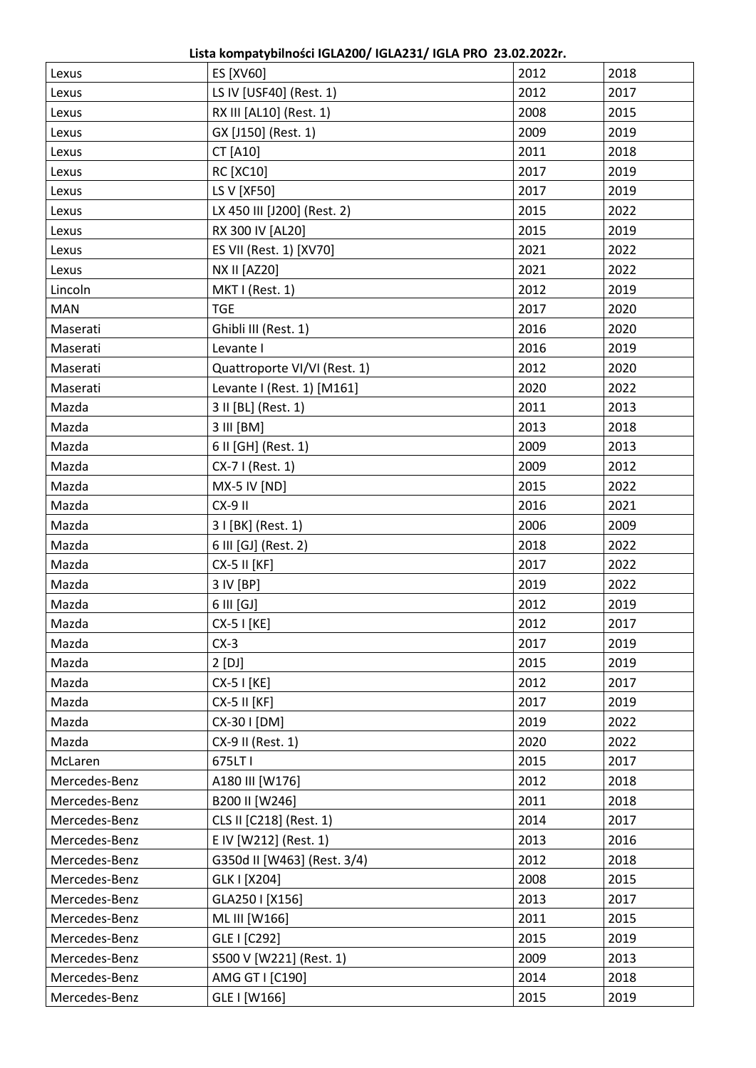**Lista kompatybilności IGLA200/ IGLA231/ IGLA PRO 23.02.2022r.**

| | | | |
|---|---|---|---|
| Lexus | ES [XV60] | 2012 | 2018 |
| Lexus | LS IV [USF40] (Rest. 1) | 2012 | 2017 |
| Lexus | RX III [AL10] (Rest. 1) | 2008 | 2015 |
| Lexus | GX [J150] (Rest. 1) | 2009 | 2019 |
| Lexus | CT [A10] | 2011 | 2018 |
| Lexus | RC [XC10] | 2017 | 2019 |
| Lexus | LS V [XF50] | 2017 | 2019 |
| Lexus | LX 450 III [J200] (Rest. 2) | 2015 | 2022 |
| Lexus | RX 300 IV [AL20] | 2015 | 2019 |
| Lexus | ES VII (Rest. 1) [XV70] | 2021 | 2022 |
| Lexus | NX II [AZ20] | 2021 | 2022 |
| Lincoln | MKT I (Rest. 1) | 2012 | 2019 |
| MAN | TGE | 2017 | 2020 |
| Maserati | Ghibli III (Rest. 1) | 2016 | 2020 |
| Maserati | Levante I | 2016 | 2019 |
| Maserati | Quattroporte VI/VI (Rest. 1) | 2012 | 2020 |
| Maserati | Levante I (Rest. 1) [M161] | 2020 | 2022 |
| Mazda | 3 II [BL] (Rest. 1) | 2011 | 2013 |
| Mazda | 3 III [BM] | 2013 | 2018 |
| Mazda | 6 II [GH] (Rest. 1) | 2009 | 2013 |
| Mazda | CX-7 I (Rest. 1) | 2009 | 2012 |
| Mazda | MX-5 IV [ND] | 2015 | 2022 |
| Mazda | CX-9 II | 2016 | 2021 |
| Mazda | 3 I [BK] (Rest. 1) | 2006 | 2009 |
| Mazda | 6 III [GJ] (Rest. 2) | 2018 | 2022 |
| Mazda | CX-5 II [KF] | 2017 | 2022 |
| Mazda | 3 IV [BP] | 2019 | 2022 |
| Mazda | 6 III [GJ] | 2012 | 2019 |
| Mazda | CX-5 I [KE] | 2012 | 2017 |
| Mazda | CX-3 | 2017 | 2019 |
| Mazda | 2 [DJ] | 2015 | 2019 |
| Mazda | CX-5 I [KE] | 2012 | 2017 |
| Mazda | CX-5 II [KF] | 2017 | 2019 |
| Mazda | CX-30 I [DM] | 2019 | 2022 |
| Mazda | CX-9 II (Rest. 1) | 2020 | 2022 |
| McLaren | 675LT I | 2015 | 2017 |
| Mercedes-Benz | A180 III [W176] | 2012 | 2018 |
| Mercedes-Benz | B200 II [W246] | 2011 | 2018 |
| Mercedes-Benz | CLS II [C218] (Rest. 1) | 2014 | 2017 |
| Mercedes-Benz | E IV [W212] (Rest. 1) | 2013 | 2016 |
| Mercedes-Benz | G350d II [W463] (Rest. 3/4) | 2012 | 2018 |
| Mercedes-Benz | GLK I [X204] | 2008 | 2015 |
| Mercedes-Benz | GLA250 I [X156] | 2013 | 2017 |
| Mercedes-Benz | ML III [W166] | 2011 | 2015 |
| Mercedes-Benz | GLE I [C292] | 2015 | 2019 |
| Mercedes-Benz | S500 V [W221] (Rest. 1) | 2009 | 2013 |
| Mercedes-Benz | AMG GT I [C190] | 2014 | 2018 |
| Mercedes-Benz | GLE I [W166] | 2015 | 2019 |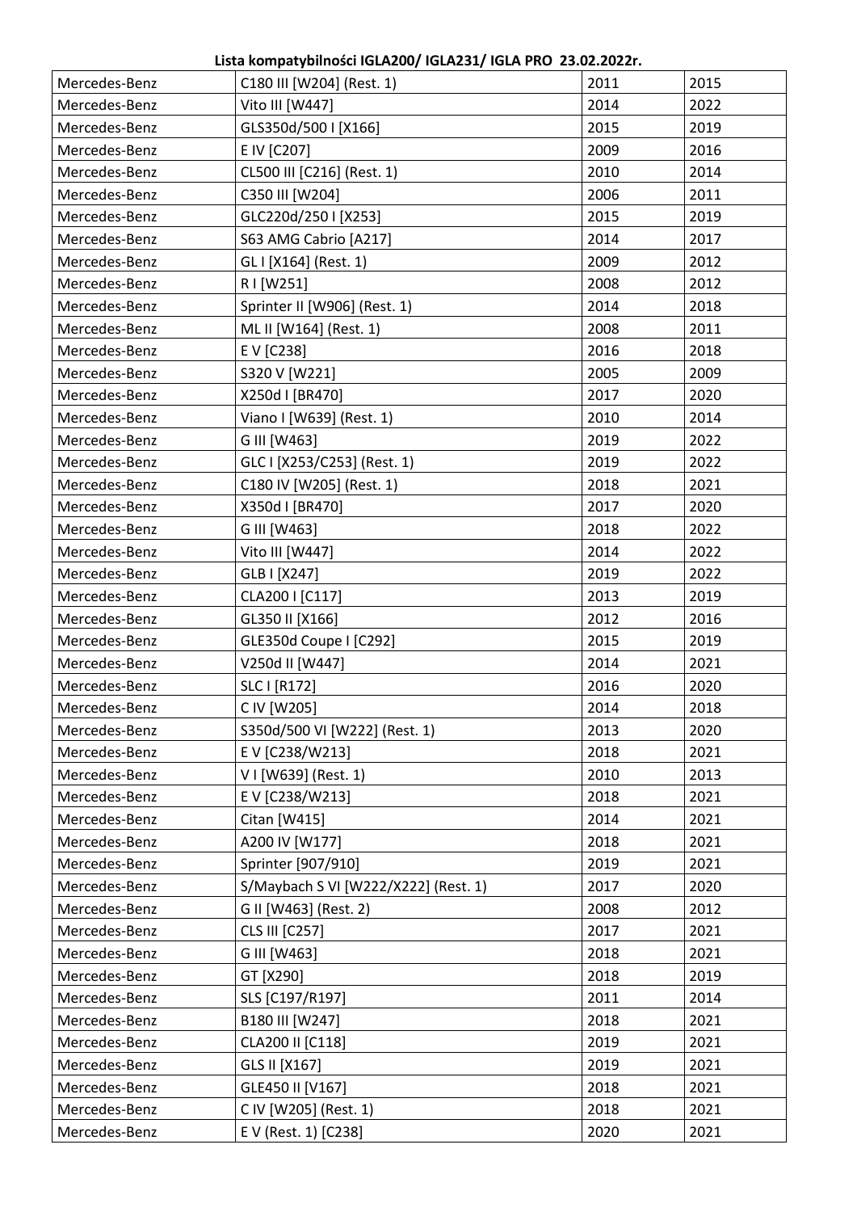**Lista kompatybilności IGLA200/ IGLA231/ IGLA PRO 23.02.2022r.**

| | | | |
|---|---|---|---|
| Mercedes-Benz | C180 III [W204] (Rest. 1) | 2011 | 2015 |
| Mercedes-Benz | Vito III [W447] | 2014 | 2022 |
| Mercedes-Benz | GLS350d/500 I [X166] | 2015 | 2019 |
| Mercedes-Benz | E IV [C207] | 2009 | 2016 |
| Mercedes-Benz | CL500 III [C216] (Rest. 1) | 2010 | 2014 |
| Mercedes-Benz | C350 III [W204] | 2006 | 2011 |
| Mercedes-Benz | GLC220d/250 I [X253] | 2015 | 2019 |
| Mercedes-Benz | S63 AMG Cabrio [A217] | 2014 | 2017 |
| Mercedes-Benz | GL I [X164] (Rest. 1) | 2009 | 2012 |
| Mercedes-Benz | R I [W251] | 2008 | 2012 |
| Mercedes-Benz | Sprinter II [W906] (Rest. 1) | 2014 | 2018 |
| Mercedes-Benz | ML II [W164] (Rest. 1) | 2008 | 2011 |
| Mercedes-Benz | E V [C238] | 2016 | 2018 |
| Mercedes-Benz | S320 V [W221] | 2005 | 2009 |
| Mercedes-Benz | X250d I [BR470] | 2017 | 2020 |
| Mercedes-Benz | Viano I [W639] (Rest. 1) | 2010 | 2014 |
| Mercedes-Benz | G III [W463] | 2019 | 2022 |
| Mercedes-Benz | GLC I [X253/C253] (Rest. 1) | 2019 | 2022 |
| Mercedes-Benz | C180 IV [W205] (Rest. 1) | 2018 | 2021 |
| Mercedes-Benz | X350d I [BR470] | 2017 | 2020 |
| Mercedes-Benz | G III [W463] | 2018 | 2022 |
| Mercedes-Benz | Vito III [W447] | 2014 | 2022 |
| Mercedes-Benz | GLB I [X247] | 2019 | 2022 |
| Mercedes-Benz | CLA200 I [C117] | 2013 | 2019 |
| Mercedes-Benz | GL350 II [X166] | 2012 | 2016 |
| Mercedes-Benz | GLE350d Coupe I [C292] | 2015 | 2019 |
| Mercedes-Benz | V250d II [W447] | 2014 | 2021 |
| Mercedes-Benz | SLC I [R172] | 2016 | 2020 |
| Mercedes-Benz | C IV [W205] | 2014 | 2018 |
| Mercedes-Benz | S350d/500 VI [W222] (Rest. 1) | 2013 | 2020 |
| Mercedes-Benz | E V [C238/W213] | 2018 | 2021 |
| Mercedes-Benz | V I [W639] (Rest. 1) | 2010 | 2013 |
| Mercedes-Benz | E V [C238/W213] | 2018 | 2021 |
| Mercedes-Benz | Citan [W415] | 2014 | 2021 |
| Mercedes-Benz | A200 IV [W177] | 2018 | 2021 |
| Mercedes-Benz | Sprinter [907/910] | 2019 | 2021 |
| Mercedes-Benz | S/Maybach S VI [W222/X222] (Rest. 1) | 2017 | 2020 |
| Mercedes-Benz | G II [W463] (Rest. 2) | 2008 | 2012 |
| Mercedes-Benz | CLS III [C257] | 2017 | 2021 |
| Mercedes-Benz | G III [W463] | 2018 | 2021 |
| Mercedes-Benz | GT [X290] | 2018 | 2019 |
| Mercedes-Benz | SLS [C197/R197] | 2011 | 2014 |
| Mercedes-Benz | B180 III [W247] | 2018 | 2021 |
| Mercedes-Benz | CLA200 II [C118] | 2019 | 2021 |
| Mercedes-Benz | GLS II [X167] | 2019 | 2021 |
| Mercedes-Benz | GLE450 II [V167] | 2018 | 2021 |
| Mercedes-Benz | C IV [W205] (Rest. 1) | 2018 | 2021 |
| Mercedes-Benz | E V (Rest. 1) [C238] | 2020 | 2021 |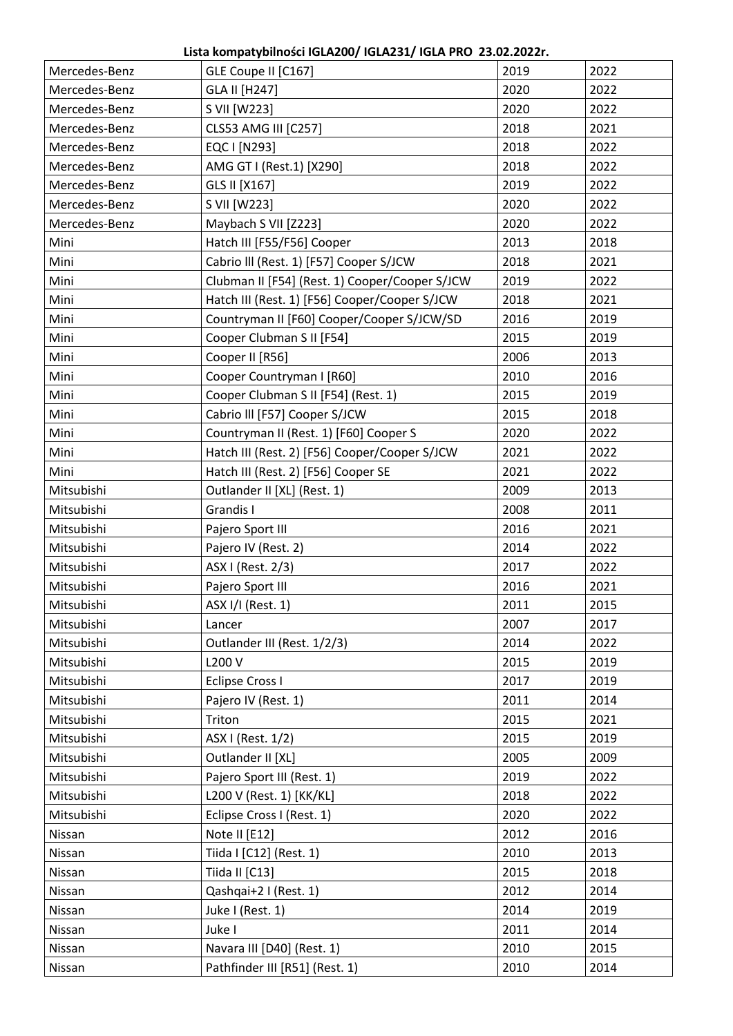**Lista kompatybilności IGLA200/ IGLA231/ IGLA PRO 23.02.2022r.**

| | | | |
|---|---|---|---|
| Mercedes-Benz | GLE Coupe II [C167] | 2019 | 2022 |
| Mercedes-Benz | GLA II [H247] | 2020 | 2022 |
| Mercedes-Benz | S VII [W223] | 2020 | 2022 |
| Mercedes-Benz | CLS53 AMG III [C257] | 2018 | 2021 |
| Mercedes-Benz | EQC I [N293] | 2018 | 2022 |
| Mercedes-Benz | AMG GT I (Rest.1) [X290] | 2018 | 2022 |
| Mercedes-Benz | GLS II [X167] | 2019 | 2022 |
| Mercedes-Benz | S VII [W223] | 2020 | 2022 |
| Mercedes-Benz | Maybach S VII [Z223] | 2020 | 2022 |
| Mini | Hatch III [F55/F56] Cooper | 2013 | 2018 |
| Mini | Cabrio lll (Rest. 1) [F57] Cooper S/JCW | 2018 | 2021 |
| Mini | Clubman II [F54] (Rest. 1) Cooper/Cooper S/JCW | 2019 | 2022 |
| Mini | Hatch III (Rest. 1) [F56] Cooper/Cooper S/JCW | 2018 | 2021 |
| Mini | Countryman II [F60] Cooper/Cooper S/JCW/SD | 2016 | 2019 |
| Mini | Cooper Clubman S II [F54] | 2015 | 2019 |
| Mini | Cooper II [R56] | 2006 | 2013 |
| Mini | Cooper Countryman I [R60] | 2010 | 2016 |
| Mini | Cooper Clubman S II [F54] (Rest. 1) | 2015 | 2019 |
| Mini | Cabrio lll [F57] Cooper S/JCW | 2015 | 2018 |
| Mini | Countryman II (Rest. 1) [F60] Cooper S | 2020 | 2022 |
| Mini | Hatch III (Rest. 2) [F56] Cooper/Cooper S/JCW | 2021 | 2022 |
| Mini | Hatch III (Rest. 2) [F56] Cooper SE | 2021 | 2022 |
| Mitsubishi | Outlander II [XL] (Rest. 1) | 2009 | 2013 |
| Mitsubishi | Grandis I | 2008 | 2011 |
| Mitsubishi | Pajero Sport III | 2016 | 2021 |
| Mitsubishi | Pajero IV (Rest. 2) | 2014 | 2022 |
| Mitsubishi | ASX I (Rest. 2/3) | 2017 | 2022 |
| Mitsubishi | Pajero Sport III | 2016 | 2021 |
| Mitsubishi | ASX I/I (Rest. 1) | 2011 | 2015 |
| Mitsubishi | Lancer | 2007 | 2017 |
| Mitsubishi | Outlander III (Rest. 1/2/3) | 2014 | 2022 |
| Mitsubishi | L200 V | 2015 | 2019 |
| Mitsubishi | Eclipse Cross I | 2017 | 2019 |
| Mitsubishi | Pajero IV (Rest. 1) | 2011 | 2014 |
| Mitsubishi | Triton | 2015 | 2021 |
| Mitsubishi | ASX I (Rest. 1/2) | 2015 | 2019 |
| Mitsubishi | Outlander II [XL] | 2005 | 2009 |
| Mitsubishi | Pajero Sport III (Rest. 1) | 2019 | 2022 |
| Mitsubishi | L200 V (Rest. 1) [KK/KL] | 2018 | 2022 |
| Mitsubishi | Eclipse Cross I (Rest. 1) | 2020 | 2022 |
| Nissan | Note II [E12] | 2012 | 2016 |
| Nissan | Tiida I [C12] (Rest. 1) | 2010 | 2013 |
| Nissan | Tiida II [C13] | 2015 | 2018 |
| Nissan | Qashqai+2 I (Rest. 1) | 2012 | 2014 |
| Nissan | Juke I (Rest. 1) | 2014 | 2019 |
| Nissan | Juke I | 2011 | 2014 |
| Nissan | Navara III [D40] (Rest. 1) | 2010 | 2015 |
| Nissan | Pathfinder III [R51] (Rest. 1) | 2010 | 2014 |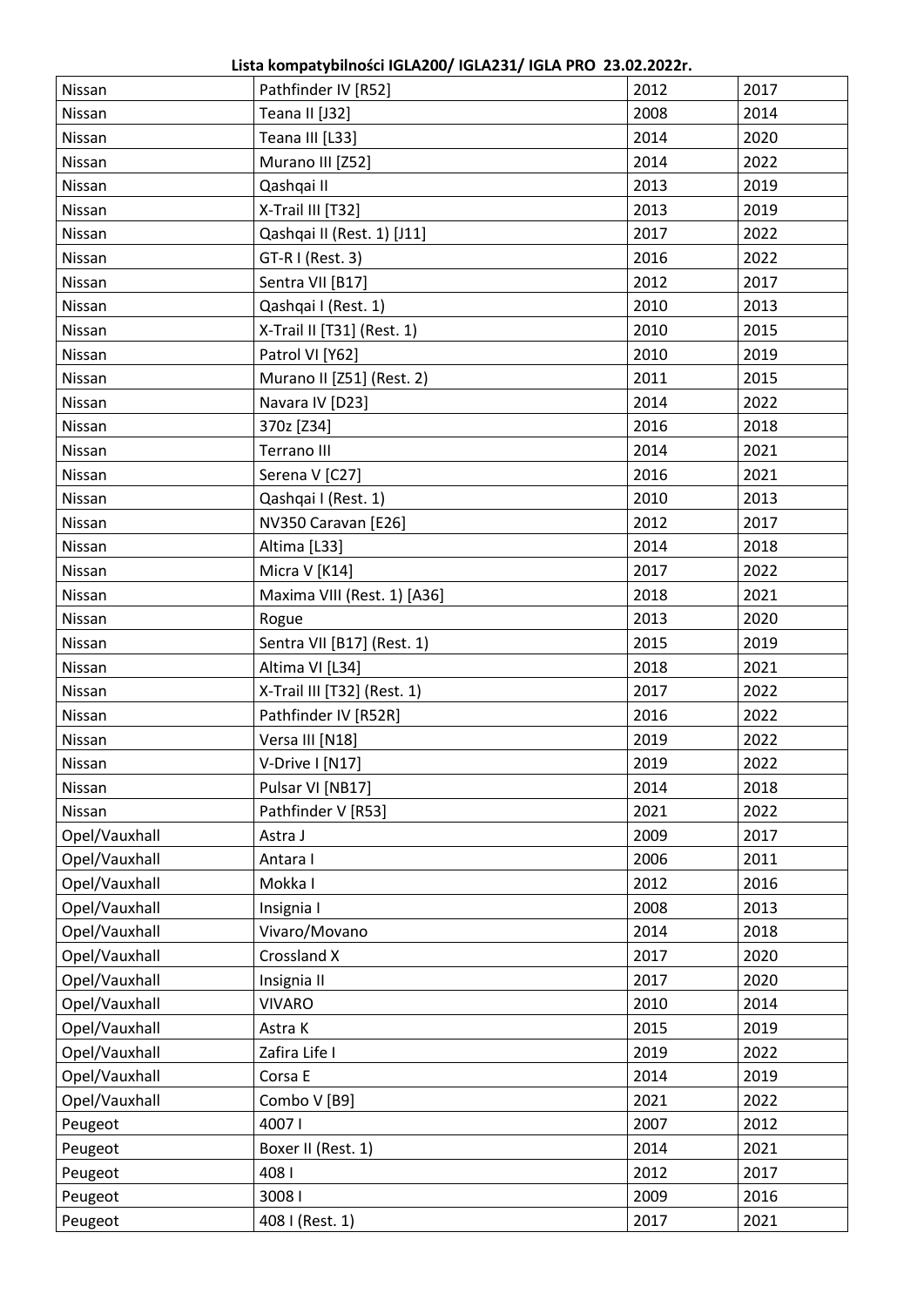**Lista kompatybilności IGLA200/ IGLA231/ IGLA PRO 23.02.2022r.**

| | | | |
|---|---|---|---|
| Nissan | Pathfinder IV [R52] | 2012 | 2017 |
| Nissan | Teana II [J32] | 2008 | 2014 |
| Nissan | Teana III [L33] | 2014 | 2020 |
| Nissan | Murano III [Z52] | 2014 | 2022 |
| Nissan | Qashqai II | 2013 | 2019 |
| Nissan | X-Trail III [T32] | 2013 | 2019 |
| Nissan | Qashqai II (Rest. 1) [J11] | 2017 | 2022 |
| Nissan | GT-R I (Rest. 3) | 2016 | 2022 |
| Nissan | Sentra VII [B17] | 2012 | 2017 |
| Nissan | Qashqai I (Rest. 1) | 2010 | 2013 |
| Nissan | X-Trail II [T31] (Rest. 1) | 2010 | 2015 |
| Nissan | Patrol VI [Y62] | 2010 | 2019 |
| Nissan | Murano II [Z51] (Rest. 2) | 2011 | 2015 |
| Nissan | Navara IV [D23] | 2014 | 2022 |
| Nissan | 370z [Z34] | 2016 | 2018 |
| Nissan | Terrano III | 2014 | 2021 |
| Nissan | Serena V [C27] | 2016 | 2021 |
| Nissan | Qashqai I (Rest. 1) | 2010 | 2013 |
| Nissan | NV350 Caravan [E26] | 2012 | 2017 |
| Nissan | Altima [L33] | 2014 | 2018 |
| Nissan | Micra V [K14] | 2017 | 2022 |
| Nissan | Maxima VIII (Rest. 1) [A36] | 2018 | 2021 |
| Nissan | Rogue | 2013 | 2020 |
| Nissan | Sentra VII [B17] (Rest. 1) | 2015 | 2019 |
| Nissan | Altima VI [L34] | 2018 | 2021 |
| Nissan | X-Trail III [T32] (Rest. 1) | 2017 | 2022 |
| Nissan | Pathfinder IV [R52R] | 2016 | 2022 |
| Nissan | Versa III [N18] | 2019 | 2022 |
| Nissan | V-Drive I [N17] | 2019 | 2022 |
| Nissan | Pulsar VI [NB17] | 2014 | 2018 |
| Nissan | Pathfinder V [R53] | 2021 | 2022 |
| Opel/Vauxhall | Astra J | 2009 | 2017 |
| Opel/Vauxhall | Antara I | 2006 | 2011 |
| Opel/Vauxhall | Mokka I | 2012 | 2016 |
| Opel/Vauxhall | Insignia I | 2008 | 2013 |
| Opel/Vauxhall | Vivaro/Movano | 2014 | 2018 |
| Opel/Vauxhall | Crossland X | 2017 | 2020 |
| Opel/Vauxhall | Insignia II | 2017 | 2020 |
| Opel/Vauxhall | VIVARO | 2010 | 2014 |
| Opel/Vauxhall | Astra K | 2015 | 2019 |
| Opel/Vauxhall | Zafira Life I | 2019 | 2022 |
| Opel/Vauxhall | Corsa E | 2014 | 2019 |
| Opel/Vauxhall | Combo V [B9] | 2021 | 2022 |
| Peugeot | 4007 I | 2007 | 2012 |
| Peugeot | Boxer II (Rest. 1) | 2014 | 2021 |
| Peugeot | 408 I | 2012 | 2017 |
| Peugeot | 3008 I | 2009 | 2016 |
| Peugeot | 408 I (Rest. 1) | 2017 | 2021 |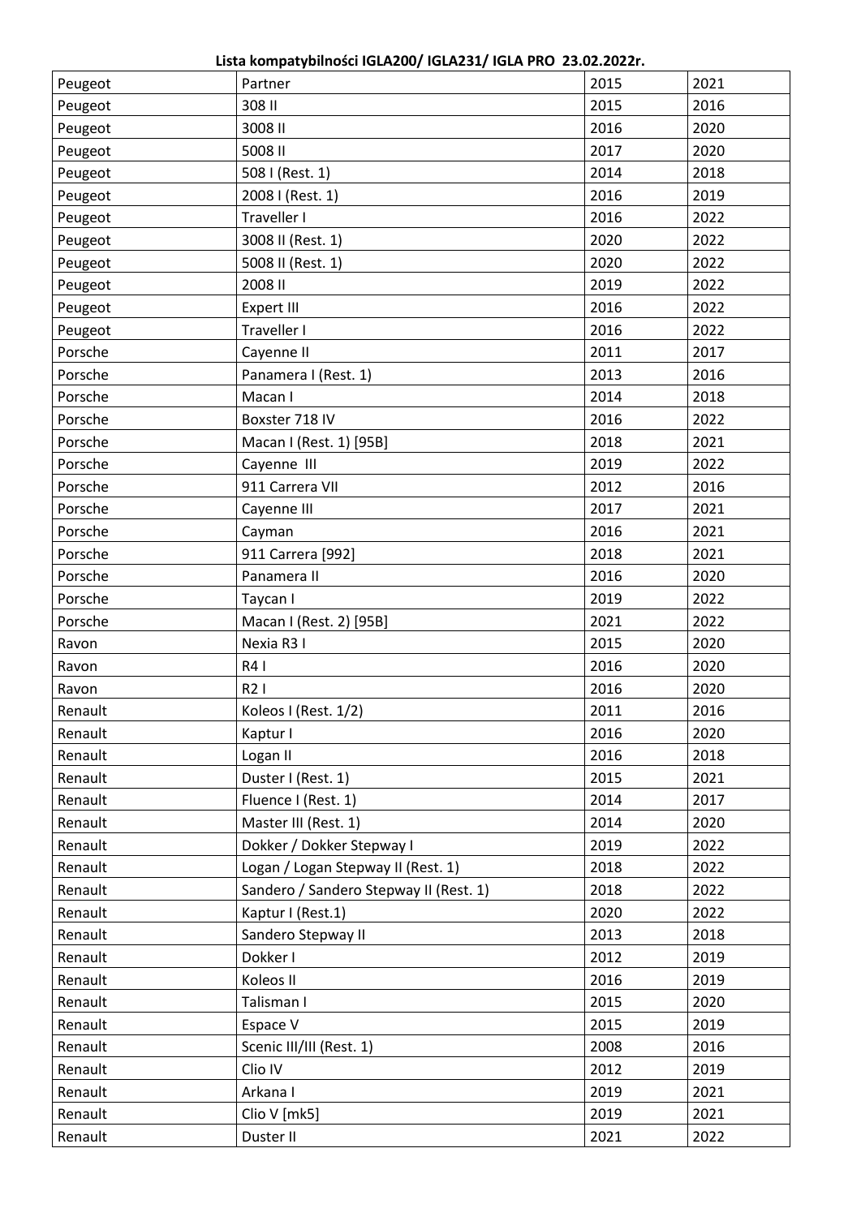**Lista kompatybilności IGLA200/ IGLA231/ IGLA PRO 23.02.2022r.**

| | | | |
|---|---|---|---|
| Peugeot | Partner | 2015 | 2021 |
| Peugeot | 308 II | 2015 | 2016 |
| Peugeot | 3008 II | 2016 | 2020 |
| Peugeot | 5008 II | 2017 | 2020 |
| Peugeot | 508 I (Rest. 1) | 2014 | 2018 |
| Peugeot | 2008 I (Rest. 1) | 2016 | 2019 |
| Peugeot | Traveller I | 2016 | 2022 |
| Peugeot | 3008 II (Rest. 1) | 2020 | 2022 |
| Peugeot | 5008 II (Rest. 1) | 2020 | 2022 |
| Peugeot | 2008 II | 2019 | 2022 |
| Peugeot | Expert III | 2016 | 2022 |
| Peugeot | Traveller I | 2016 | 2022 |
| Porsche | Cayenne II | 2011 | 2017 |
| Porsche | Panamera I (Rest. 1) | 2013 | 2016 |
| Porsche | Macan I | 2014 | 2018 |
| Porsche | Boxster 718 IV | 2016 | 2022 |
| Porsche | Macan I (Rest. 1) [95B] | 2018 | 2021 |
| Porsche | Cayenne III | 2019 | 2022 |
| Porsche | 911 Carrera VII | 2012 | 2016 |
| Porsche | Cayenne III | 2017 | 2021 |
| Porsche | Cayman | 2016 | 2021 |
| Porsche | 911 Carrera [992] | 2018 | 2021 |
| Porsche | Panamera II | 2016 | 2020 |
| Porsche | Taycan I | 2019 | 2022 |
| Porsche | Macan I (Rest. 2) [95B] | 2021 | 2022 |
| Ravon | Nexia R3 I | 2015 | 2020 |
| Ravon | R4 I | 2016 | 2020 |
| Ravon | R2 I | 2016 | 2020 |
| Renault | Koleos I (Rest. 1/2) | 2011 | 2016 |
| Renault | Kaptur I | 2016 | 2020 |
| Renault | Logan II | 2016 | 2018 |
| Renault | Duster I (Rest. 1) | 2015 | 2021 |
| Renault | Fluence I (Rest. 1) | 2014 | 2017 |
| Renault | Master III (Rest. 1) | 2014 | 2020 |
| Renault | Dokker / Dokker Stepway I | 2019 | 2022 |
| Renault | Logan / Logan Stepway II (Rest. 1) | 2018 | 2022 |
| Renault | Sandero / Sandero Stepway II (Rest. 1) | 2018 | 2022 |
| Renault | Kaptur I (Rest.1) | 2020 | 2022 |
| Renault | Sandero Stepway II | 2013 | 2018 |
| Renault | Dokker I | 2012 | 2019 |
| Renault | Koleos II | 2016 | 2019 |
| Renault | Talisman I | 2015 | 2020 |
| Renault | Espace V | 2015 | 2019 |
| Renault | Scenic III/III (Rest. 1) | 2008 | 2016 |
| Renault | Clio IV | 2012 | 2019 |
| Renault | Arkana I | 2019 | 2021 |
| Renault | Clio V [mk5] | 2019 | 2021 |
| Renault | Duster II | 2021 | 2022 |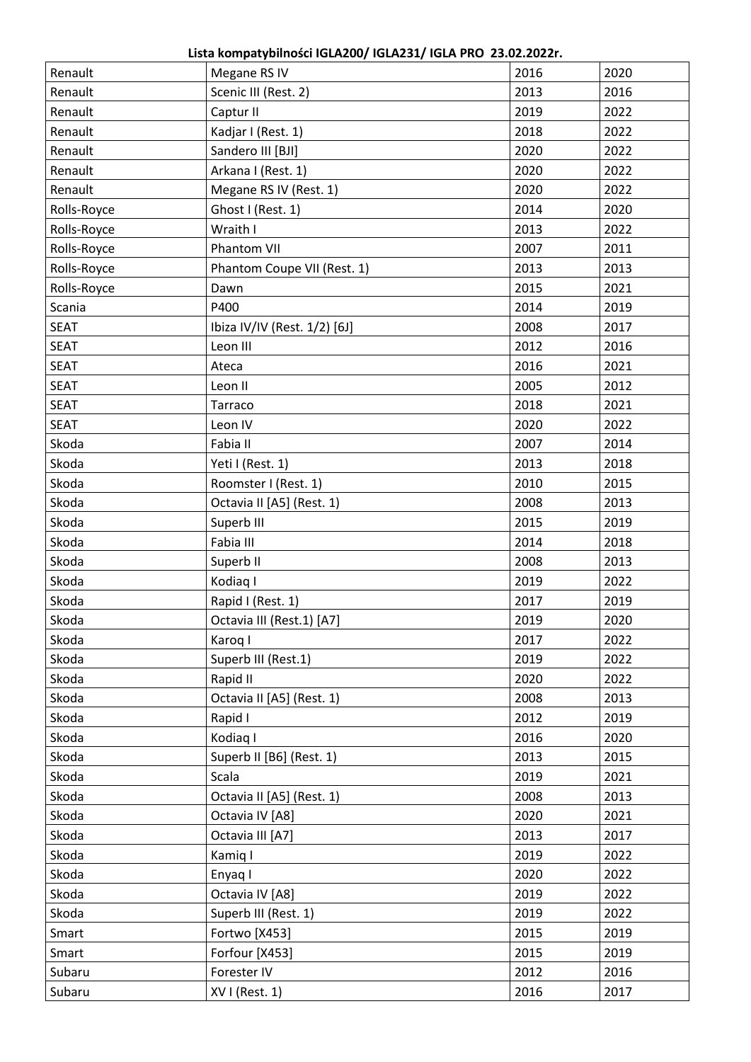**Lista kompatybilności IGLA200/ IGLA231/ IGLA PRO 23.02.2022r.**

| | | | |
|---|---|---|---|
| Renault | Megane RS IV | 2016 | 2020 |
| Renault | Scenic III (Rest. 2) | 2013 | 2016 |
| Renault | Captur II | 2019 | 2022 |
| Renault | Kadjar I (Rest. 1) | 2018 | 2022 |
| Renault | Sandero III [BJI] | 2020 | 2022 |
| Renault | Arkana I (Rest. 1) | 2020 | 2022 |
| Renault | Megane RS IV (Rest. 1) | 2020 | 2022 |
| Rolls-Royce | Ghost I (Rest. 1) | 2014 | 2020 |
| Rolls-Royce | Wraith I | 2013 | 2022 |
| Rolls-Royce | Phantom VII | 2007 | 2011 |
| Rolls-Royce | Phantom Coupe VII (Rest. 1) | 2013 | 2013 |
| Rolls-Royce | Dawn | 2015 | 2021 |
| Scania | P400 | 2014 | 2019 |
| SEAT | Ibiza IV/IV (Rest. 1/2) [6J] | 2008 | 2017 |
| SEAT | Leon III | 2012 | 2016 |
| SEAT | Ateca | 2016 | 2021 |
| SEAT | Leon II | 2005 | 2012 |
| SEAT | Tarraco | 2018 | 2021 |
| SEAT | Leon IV | 2020 | 2022 |
| Skoda | Fabia II | 2007 | 2014 |
| Skoda | Yeti I (Rest. 1) | 2013 | 2018 |
| Skoda | Roomster I (Rest. 1) | 2010 | 2015 |
| Skoda | Octavia II [A5] (Rest. 1) | 2008 | 2013 |
| Skoda | Superb III | 2015 | 2019 |
| Skoda | Fabia III | 2014 | 2018 |
| Skoda | Superb II | 2008 | 2013 |
| Skoda | Kodiaq I | 2019 | 2022 |
| Skoda | Rapid I (Rest. 1) | 2017 | 2019 |
| Skoda | Octavia III (Rest.1) [A7] | 2019 | 2020 |
| Skoda | Karoq I | 2017 | 2022 |
| Skoda | Superb III (Rest.1) | 2019 | 2022 |
| Skoda | Rapid II | 2020 | 2022 |
| Skoda | Octavia II [A5] (Rest. 1) | 2008 | 2013 |
| Skoda | Rapid I | 2012 | 2019 |
| Skoda | Kodiaq I | 2016 | 2020 |
| Skoda | Superb II [B6] (Rest. 1) | 2013 | 2015 |
| Skoda | Scala | 2019 | 2021 |
| Skoda | Octavia II [A5] (Rest. 1) | 2008 | 2013 |
| Skoda | Octavia IV [A8] | 2020 | 2021 |
| Skoda | Octavia III [A7] | 2013 | 2017 |
| Skoda | Kamiq I | 2019 | 2022 |
| Skoda | Enyaq I | 2020 | 2022 |
| Skoda | Octavia IV [A8] | 2019 | 2022 |
| Skoda | Superb III (Rest. 1) | 2019 | 2022 |
| Smart | Fortwo [X453] | 2015 | 2019 |
| Smart | Forfour [X453] | 2015 | 2019 |
| Subaru | Forester IV | 2012 | 2016 |
| Subaru | XV I (Rest. 1) | 2016 | 2017 |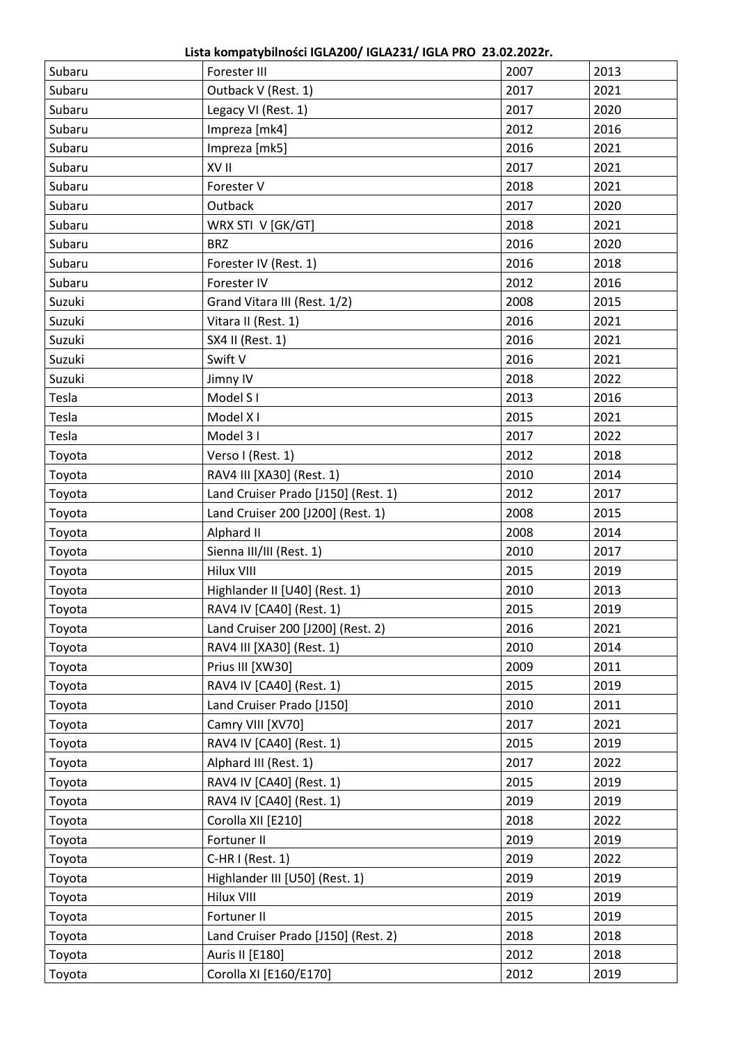**Lista kompatybilności IGLA200/ IGLA231/ IGLA PRO 23.02.2022r.**

| | | | |
|---|---|---|---|
| Subaru | Forester III | 2007 | 2013 |
| Subaru | Outback V (Rest. 1) | 2017 | 2021 |
| Subaru | Legacy VI (Rest. 1) | 2017 | 2020 |
| Subaru | Impreza [mk4] | 2012 | 2016 |
| Subaru | Impreza [mk5] | 2016 | 2021 |
| Subaru | XV II | 2017 | 2021 |
| Subaru | Forester V | 2018 | 2021 |
| Subaru | Outback | 2017 | 2020 |
| Subaru | WRX STI V [GK/GT] | 2018 | 2021 |
| Subaru | BRZ | 2016 | 2020 |
| Subaru | Forester IV (Rest. 1) | 2016 | 2018 |
| Subaru | Forester IV | 2012 | 2016 |
| Suzuki | Grand Vitara III (Rest. 1/2) | 2008 | 2015 |
| Suzuki | Vitara II (Rest. 1) | 2016 | 2021 |
| Suzuki | SX4 II (Rest. 1) | 2016 | 2021 |
| Suzuki | Swift V | 2016 | 2021 |
| Suzuki | Jimny IV | 2018 | 2022 |
| Tesla | Model S I | 2013 | 2016 |
| Tesla | Model X I | 2015 | 2021 |
| Tesla | Model 3 I | 2017 | 2022 |
| Toyota | Verso I (Rest. 1) | 2012 | 2018 |
| Toyota | RAV4 III [XA30] (Rest. 1) | 2010 | 2014 |
| Toyota | Land Cruiser Prado [J150] (Rest. 1) | 2012 | 2017 |
| Toyota | Land Cruiser 200 [J200] (Rest. 1) | 2008 | 2015 |
| Toyota | Alphard II | 2008 | 2014 |
| Toyota | Sienna III/III (Rest. 1) | 2010 | 2017 |
| Toyota | Hilux VIII | 2015 | 2019 |
| Toyota | Highlander II [U40] (Rest. 1) | 2010 | 2013 |
| Toyota | RAV4 IV [CA40] (Rest. 1) | 2015 | 2019 |
| Toyota | Land Cruiser 200 [J200] (Rest. 2) | 2016 | 2021 |
| Toyota | RAV4 III [XA30] (Rest. 1) | 2010 | 2014 |
| Toyota | Prius III [XW30] | 2009 | 2011 |
| Toyota | RAV4 IV [CA40] (Rest. 1) | 2015 | 2019 |
| Toyota | Land Cruiser Prado [J150] | 2010 | 2011 |
| Toyota | Camry VIII [XV70] | 2017 | 2021 |
| Toyota | RAV4 IV [CA40] (Rest. 1) | 2015 | 2019 |
| Toyota | Alphard III (Rest. 1) | 2017 | 2022 |
| Toyota | RAV4 IV [CA40] (Rest. 1) | 2015 | 2019 |
| Toyota | RAV4 IV [CA40] (Rest. 1) | 2019 | 2019 |
| Toyota | Corolla XII [E210] | 2018 | 2022 |
| Toyota | Fortuner II | 2019 | 2019 |
| Toyota | C-HR I (Rest. 1) | 2019 | 2022 |
| Toyota | Highlander III [U50] (Rest. 1) | 2019 | 2019 |
| Toyota | Hilux VIII | 2019 | 2019 |
| Toyota | Fortuner II | 2015 | 2019 |
| Toyota | Land Cruiser Prado [J150] (Rest. 2) | 2018 | 2018 |
| Toyota | Auris II [E180] | 2012 | 2018 |
| Toyota | Corolla XI [E160/E170] | 2012 | 2019 |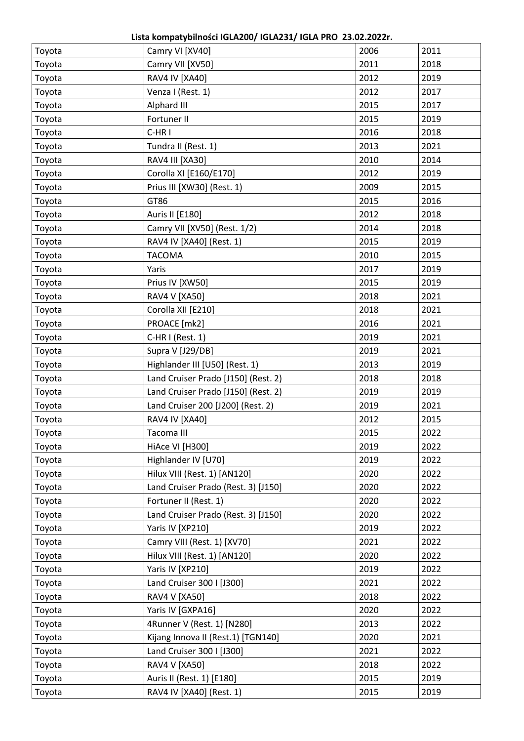**Lista kompatybilności IGLA200/ IGLA231/ IGLA PRO 23.02.2022r.**

| | | | |
|---|---|---|---|
| Toyota | Camry VI [XV40] | 2006 | 2011 |
| Toyota | Camry VII [XV50] | 2011 | 2018 |
| Toyota | RAV4 IV [XA40] | 2012 | 2019 |
| Toyota | Venza I (Rest. 1) | 2012 | 2017 |
| Toyota | Alphard III | 2015 | 2017 |
| Toyota | Fortuner II | 2015 | 2019 |
| Toyota | C-HR I | 2016 | 2018 |
| Toyota | Tundra II (Rest. 1) | 2013 | 2021 |
| Toyota | RAV4 III [XA30] | 2010 | 2014 |
| Toyota | Corolla XI [E160/E170] | 2012 | 2019 |
| Toyota | Prius III [XW30] (Rest. 1) | 2009 | 2015 |
| Toyota | GT86 | 2015 | 2016 |
| Toyota | Auris II [E180] | 2012 | 2018 |
| Toyota | Camry VII [XV50] (Rest. 1/2) | 2014 | 2018 |
| Toyota | RAV4 IV [XA40] (Rest. 1) | 2015 | 2019 |
| Toyota | TACOMA | 2010 | 2015 |
| Toyota | Yaris | 2017 | 2019 |
| Toyota | Prius IV [XW50] | 2015 | 2019 |
| Toyota | RAV4 V [XA50] | 2018 | 2021 |
| Toyota | Corolla XII [E210] | 2018 | 2021 |
| Toyota | PROACE [mk2] | 2016 | 2021 |
| Toyota | C-HR I (Rest. 1) | 2019 | 2021 |
| Toyota | Supra V [J29/DB] | 2019 | 2021 |
| Toyota | Highlander III [U50] (Rest. 1) | 2013 | 2019 |
| Toyota | Land Cruiser Prado [J150] (Rest. 2) | 2018 | 2018 |
| Toyota | Land Cruiser Prado [J150] (Rest. 2) | 2019 | 2019 |
| Toyota | Land Cruiser 200 [J200] (Rest. 2) | 2019 | 2021 |
| Toyota | RAV4 IV [XA40] | 2012 | 2015 |
| Toyota | Tacoma III | 2015 | 2022 |
| Toyota | HiAce VI [H300] | 2019 | 2022 |
| Toyota | Highlander IV [U70] | 2019 | 2022 |
| Toyota | Hilux VIII (Rest. 1) [AN120] | 2020 | 2022 |
| Toyota | Land Cruiser Prado (Rest. 3) [J150] | 2020 | 2022 |
| Toyota | Fortuner II (Rest. 1) | 2020 | 2022 |
| Toyota | Land Cruiser Prado (Rest. 3) [J150] | 2020 | 2022 |
| Toyota | Yaris IV [XP210] | 2019 | 2022 |
| Toyota | Camry VIII (Rest. 1) [XV70] | 2021 | 2022 |
| Toyota | Hilux VIII (Rest. 1) [AN120] | 2020 | 2022 |
| Toyota | Yaris IV [XP210] | 2019 | 2022 |
| Toyota | Land Cruiser 300 I [J300] | 2021 | 2022 |
| Toyota | RAV4 V [XA50] | 2018 | 2022 |
| Toyota | Yaris IV [GXPA16] | 2020 | 2022 |
| Toyota | 4Runner V (Rest. 1) [N280] | 2013 | 2022 |
| Toyota | Kijang Innova II (Rest.1) [TGN140] | 2020 | 2021 |
| Toyota | Land Cruiser 300 I [J300] | 2021 | 2022 |
| Toyota | RAV4 V [XA50] | 2018 | 2022 |
| Toyota | Auris II (Rest. 1) [E180] | 2015 | 2019 |
| Toyota | RAV4 IV [XA40] (Rest. 1) | 2015 | 2019 |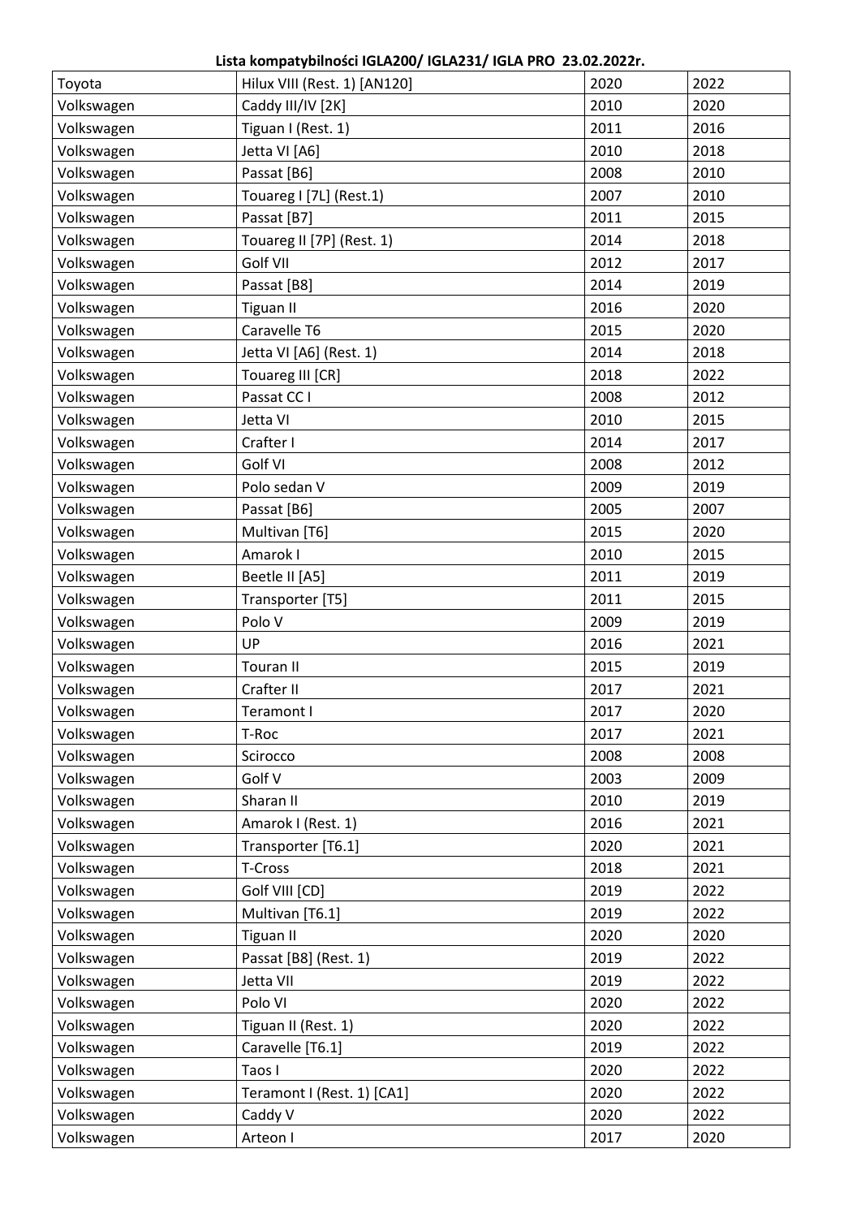**Lista kompatybilności IGLA200/ IGLA231/ IGLA PRO 23.02.2022r.**

| | | | |
|---|---|---|---|
| Toyota | Hilux VIII (Rest. 1) [AN120] | 2020 | 2022 |
| Volkswagen | Caddy III/IV [2K] | 2010 | 2020 |
| Volkswagen | Tiguan I (Rest. 1) | 2011 | 2016 |
| Volkswagen | Jetta VI [A6] | 2010 | 2018 |
| Volkswagen | Passat [B6] | 2008 | 2010 |
| Volkswagen | Touareg I [7L] (Rest.1) | 2007 | 2010 |
| Volkswagen | Passat [B7] | 2011 | 2015 |
| Volkswagen | Touareg II [7P] (Rest. 1) | 2014 | 2018 |
| Volkswagen | Golf VII | 2012 | 2017 |
| Volkswagen | Passat [B8] | 2014 | 2019 |
| Volkswagen | Tiguan II | 2016 | 2020 |
| Volkswagen | Caravelle T6 | 2015 | 2020 |
| Volkswagen | Jetta VI [A6] (Rest. 1) | 2014 | 2018 |
| Volkswagen | Touareg III [CR] | 2018 | 2022 |
| Volkswagen | Passat CC I | 2008 | 2012 |
| Volkswagen | Jetta VI | 2010 | 2015 |
| Volkswagen | Crafter I | 2014 | 2017 |
| Volkswagen | Golf VI | 2008 | 2012 |
| Volkswagen | Polo sedan V | 2009 | 2019 |
| Volkswagen | Passat [B6] | 2005 | 2007 |
| Volkswagen | Multivan [T6] | 2015 | 2020 |
| Volkswagen | Amarok I | 2010 | 2015 |
| Volkswagen | Beetle II [A5] | 2011 | 2019 |
| Volkswagen | Transporter [T5] | 2011 | 2015 |
| Volkswagen | Polo V | 2009 | 2019 |
| Volkswagen | UP | 2016 | 2021 |
| Volkswagen | Touran II | 2015 | 2019 |
| Volkswagen | Crafter II | 2017 | 2021 |
| Volkswagen | Teramont I | 2017 | 2020 |
| Volkswagen | T-Roc | 2017 | 2021 |
| Volkswagen | Scirocco | 2008 | 2008 |
| Volkswagen | Golf V | 2003 | 2009 |
| Volkswagen | Sharan II | 2010 | 2019 |
| Volkswagen | Amarok I (Rest. 1) | 2016 | 2021 |
| Volkswagen | Transporter [T6.1] | 2020 | 2021 |
| Volkswagen | T-Cross | 2018 | 2021 |
| Volkswagen | Golf VIII [CD] | 2019 | 2022 |
| Volkswagen | Multivan [T6.1] | 2019 | 2022 |
| Volkswagen | Tiguan II | 2020 | 2020 |
| Volkswagen | Passat [B8] (Rest. 1) | 2019 | 2022 |
| Volkswagen | Jetta VII | 2019 | 2022 |
| Volkswagen | Polo VI | 2020 | 2022 |
| Volkswagen | Tiguan II (Rest. 1) | 2020 | 2022 |
| Volkswagen | Caravelle [T6.1] | 2019 | 2022 |
| Volkswagen | Taos I | 2020 | 2022 |
| Volkswagen | Teramont I (Rest. 1) [CA1] | 2020 | 2022 |
| Volkswagen | Caddy V | 2020 | 2022 |
| Volkswagen | Arteon I | 2017 | 2020 |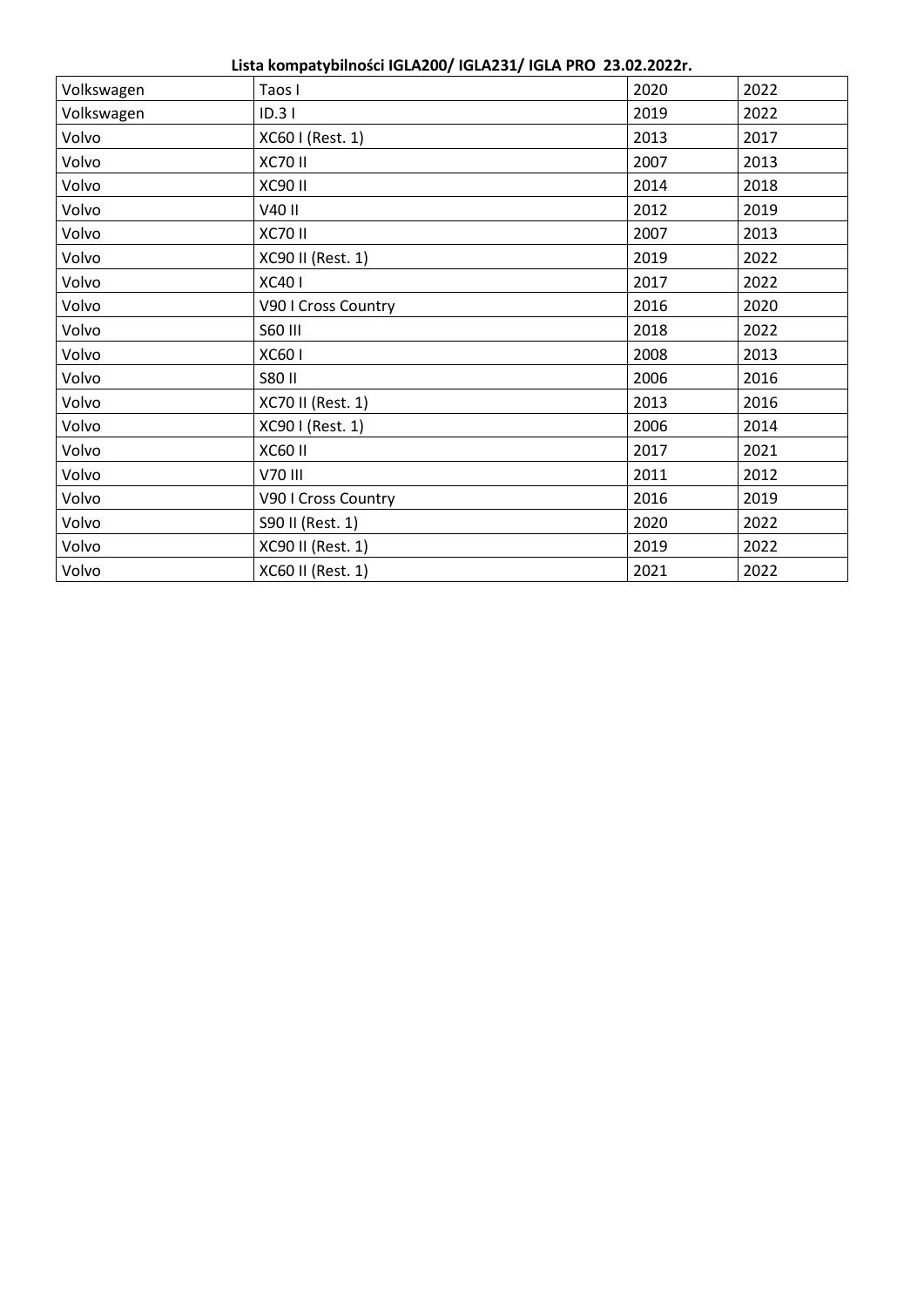**Lista kompatybilności IGLA200/ IGLA231/ IGLA PRO 23.02.2022r.**

| | | | |
|---|---|---|---|
| Volkswagen | Taos I | 2020 | 2022 |
| Volkswagen | ID.3 I | 2019 | 2022 |
| Volvo | XC60 I (Rest. 1) | 2013 | 2017 |
| Volvo | XC70 II | 2007 | 2013 |
| Volvo | XC90 II | 2014 | 2018 |
| Volvo | V40 II | 2012 | 2019 |
| Volvo | XC70 II | 2007 | 2013 |
| Volvo | XC90 II (Rest. 1) | 2019 | 2022 |
| Volvo | XC40 I | 2017 | 2022 |
| Volvo | V90 I Cross Country | 2016 | 2020 |
| Volvo | S60 III | 2018 | 2022 |
| Volvo | XC60 I | 2008 | 2013 |
| Volvo | S80 II | 2006 | 2016 |
| Volvo | XC70 II (Rest. 1) | 2013 | 2016 |
| Volvo | XC90 I (Rest. 1) | 2006 | 2014 |
| Volvo | XC60 II | 2017 | 2021 |
| Volvo | V70 III | 2011 | 2012 |
| Volvo | V90 I Cross Country | 2016 | 2019 |
| Volvo | S90 II (Rest. 1) | 2020 | 2022 |
| Volvo | XC90 II (Rest. 1) | 2019 | 2022 |
| Volvo | XC60 II (Rest. 1) | 2021 | 2022 |